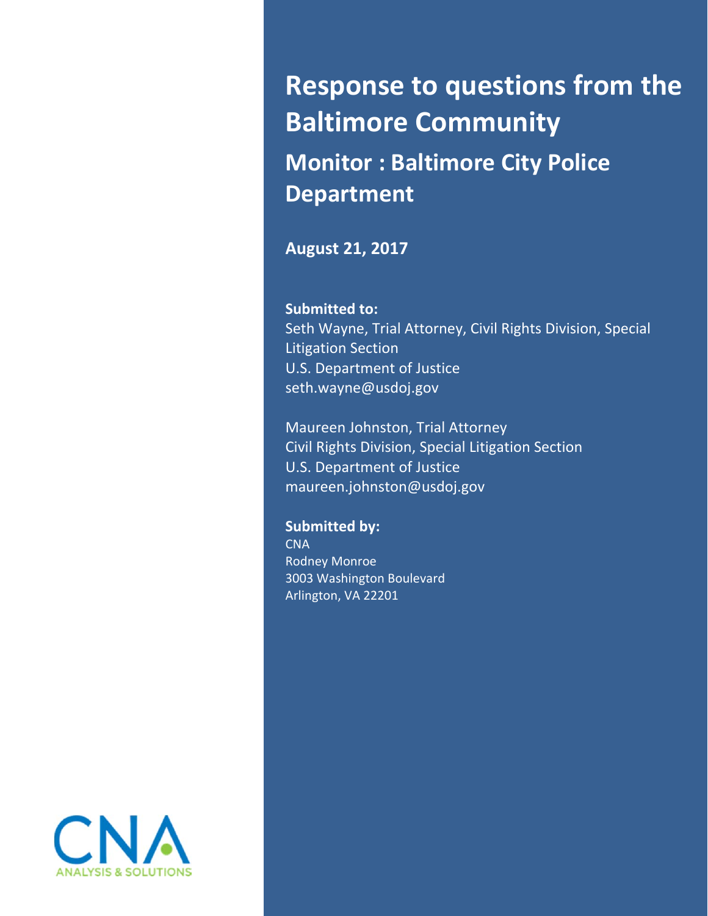# Response to questions from the Baltimore Community

## Monitor : Baltimore City Police Department

**August 21, 2017**

**Submitted to:**

Seth Wayne, Trial Attorney, Civil Rights Division, Special Litigation Section
U.S. Department of Justice
seth.wayne@usdoj.gov

Maureen Johnston, Trial Attorney
Civil Rights Division, Special Litigation Section
U.S. Department of Justice
maureen.johnston@usdoj.gov

**Submitted by:**

CNA
Rodney Monroe
3003 Washington Boulevard
Arlington, VA 22201

CNA
ANALYSIS & SOLUTIONS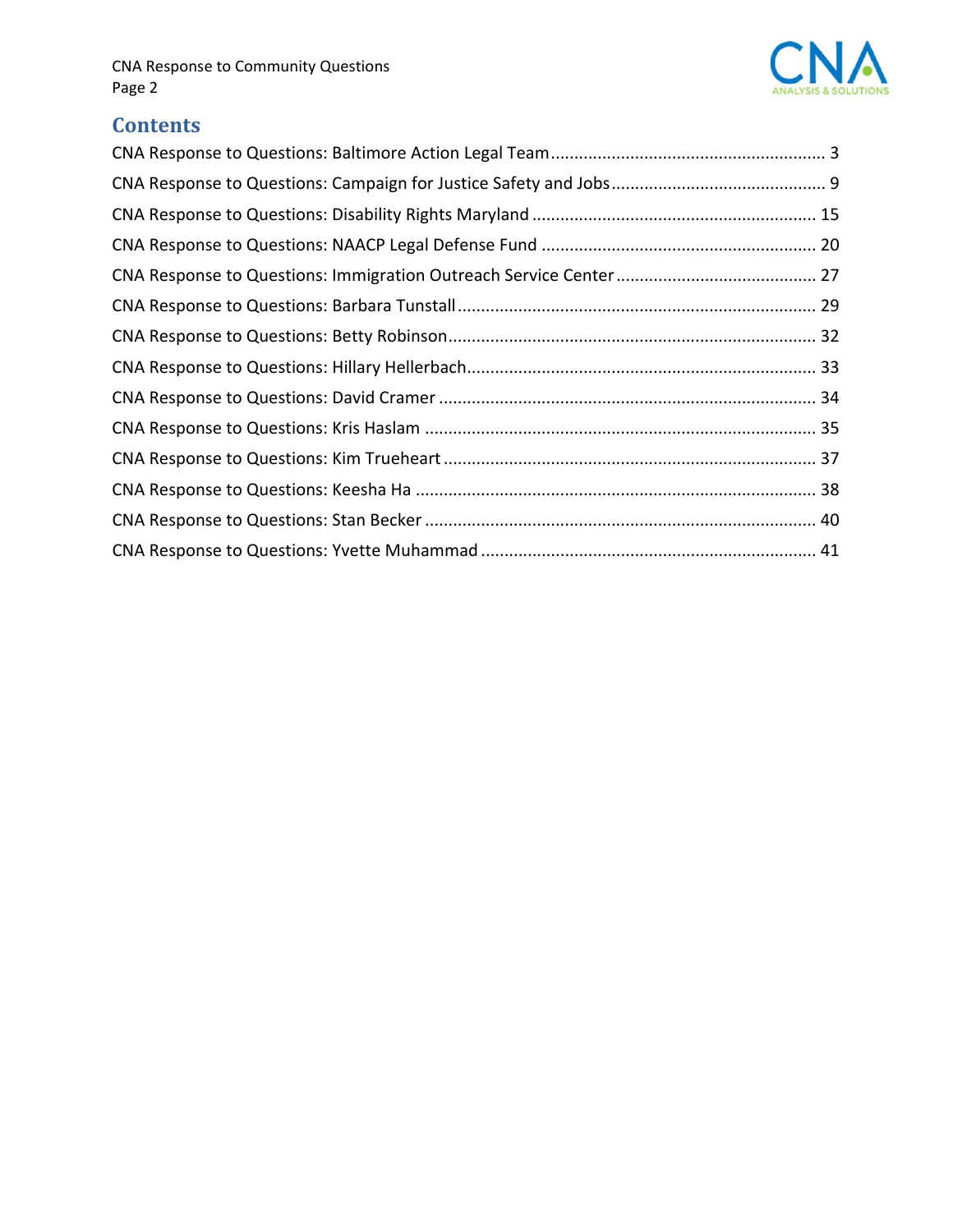# Contents

CNA Response to Questions: Baltimore Action Legal Team .......................................................... 3
CNA Response to Questions: Campaign for Justice Safety and Jobs ............................................. 9
CNA Response to Questions: Disability Rights Maryland ............................................................ 15
CNA Response to Questions: NAACP Legal Defense Fund .......................................................... 20
CNA Response to Questions: Immigration Outreach Service Center ........................................... 27
CNA Response to Questions: Barbara Tunstall ............................................................................ 29
CNA Response to Questions: Betty Robinson .............................................................................. 32
CNA Response to Questions: Hillary Hellerbach .......................................................................... 33
CNA Response to Questions: David Cramer ................................................................................ 34
CNA Response to Questions: Kris Haslam ................................................................................... 35
CNA Response to Questions: Kim Trueheart ............................................................................... 37
CNA Response to Questions: Keesha Ha ..................................................................................... 38
CNA Response to Questions: Stan Becker ................................................................................... 40
CNA Response to Questions: Yvette Muhammad ....................................................................... 41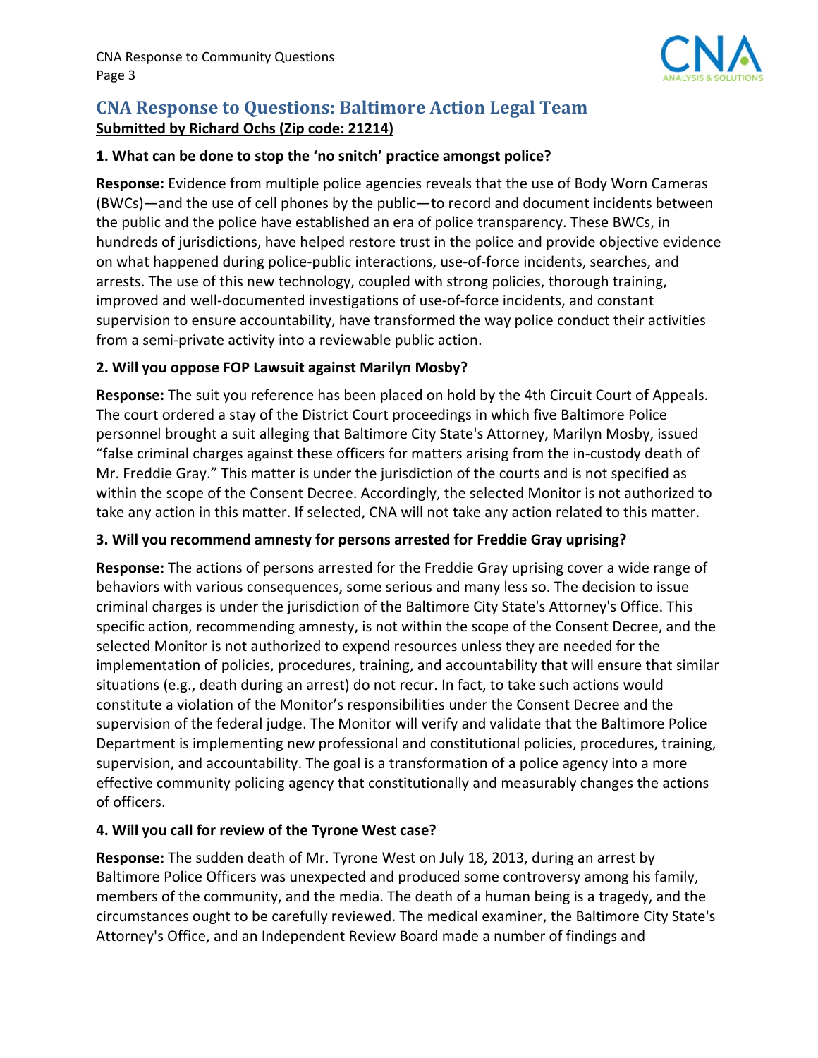## CNA Response to Questions: Baltimore Action Legal Team

**Submitted by Richard Ochs (Zip code: 21214)**

**1. What can be done to stop the 'no snitch' practice amongst police?**

**Response:** Evidence from multiple police agencies reveals that the use of Body Worn Cameras (BWCs)—and the use of cell phones by the public—to record and document incidents between the public and the police have established an era of police transparency. These BWCs, in hundreds of jurisdictions, have helped restore trust in the police and provide objective evidence on what happened during police-public interactions, use-of-force incidents, searches, and arrests. The use of this new technology, coupled with strong policies, thorough training, improved and well-documented investigations of use-of-force incidents, and constant supervision to ensure accountability, have transformed the way police conduct their activities from a semi-private activity into a reviewable public action.

**2. Will you oppose FOP Lawsuit against Marilyn Mosby?**

**Response:** The suit you reference has been placed on hold by the 4th Circuit Court of Appeals. The court ordered a stay of the District Court proceedings in which five Baltimore Police personnel brought a suit alleging that Baltimore City State's Attorney, Marilyn Mosby, issued "false criminal charges against these officers for matters arising from the in-custody death of Mr. Freddie Gray." This matter is under the jurisdiction of the courts and is not specified as within the scope of the Consent Decree. Accordingly, the selected Monitor is not authorized to take any action in this matter. If selected, CNA will not take any action related to this matter.

**3. Will you recommend amnesty for persons arrested for Freddie Gray uprising?**

**Response:** The actions of persons arrested for the Freddie Gray uprising cover a wide range of behaviors with various consequences, some serious and many less so. The decision to issue criminal charges is under the jurisdiction of the Baltimore City State's Attorney's Office. This specific action, recommending amnesty, is not within the scope of the Consent Decree, and the selected Monitor is not authorized to expend resources unless they are needed for the implementation of policies, procedures, training, and accountability that will ensure that similar situations (e.g., death during an arrest) do not recur. In fact, to take such actions would constitute a violation of the Monitor's responsibilities under the Consent Decree and the supervision of the federal judge. The Monitor will verify and validate that the Baltimore Police Department is implementing new professional and constitutional policies, procedures, training, supervision, and accountability. The goal is a transformation of a police agency into a more effective community policing agency that constitutionally and measurably changes the actions of officers.

**4. Will you call for review of the Tyrone West case?**

**Response:** The sudden death of Mr. Tyrone West on July 18, 2013, during an arrest by Baltimore Police Officers was unexpected and produced some controversy among his family, members of the community, and the media. The death of a human being is a tragedy, and the circumstances ought to be carefully reviewed. The medical examiner, the Baltimore City State's Attorney's Office, and an Independent Review Board made a number of findings and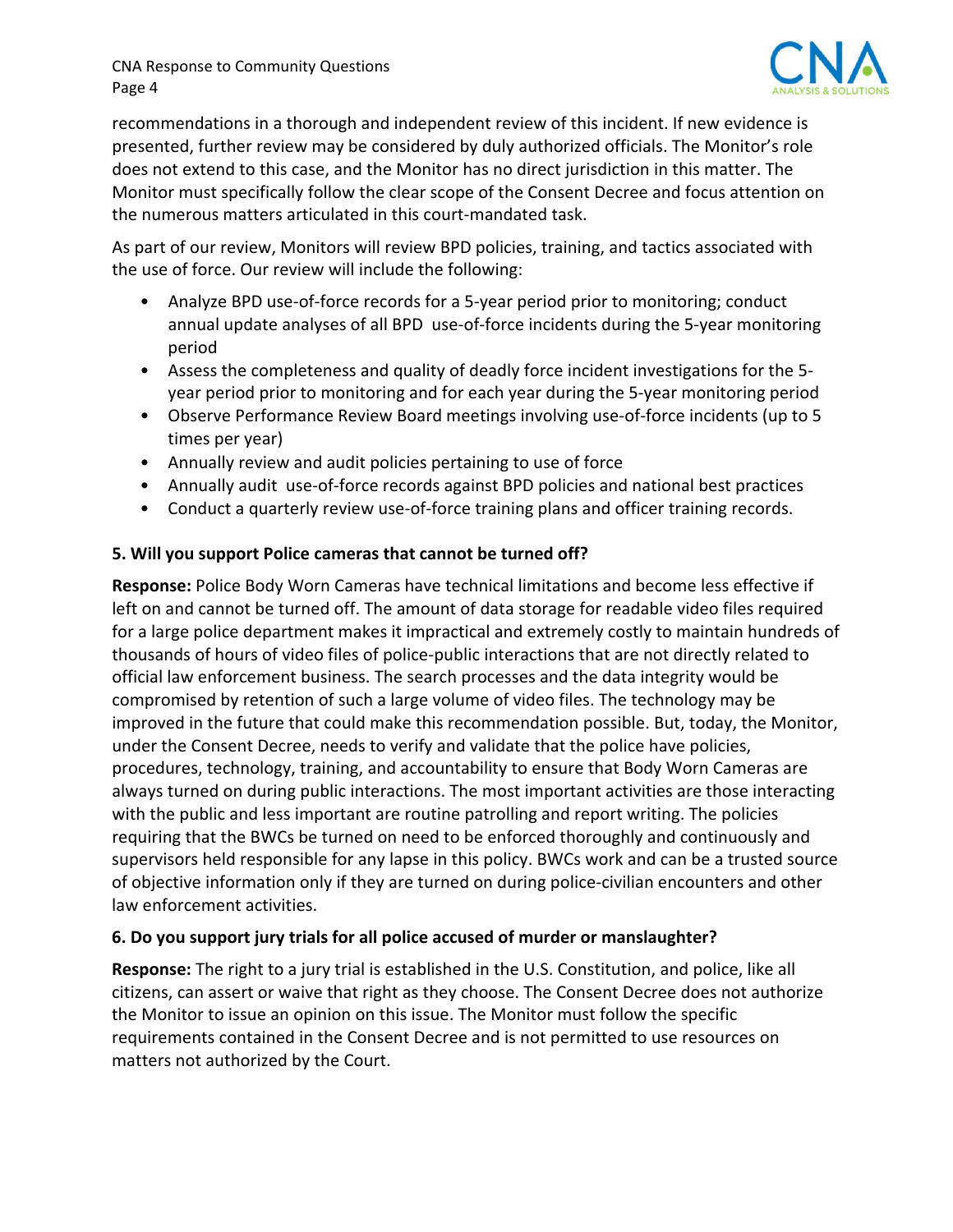recommendations in a thorough and independent review of this incident. If new evidence is presented, further review may be considered by duly authorized officials. The Monitor's role does not extend to this case, and the Monitor has no direct jurisdiction in this matter. The Monitor must specifically follow the clear scope of the Consent Decree and focus attention on the numerous matters articulated in this court-mandated task.

As part of our review, Monitors will review BPD policies, training, and tactics associated with the use of force. Our review will include the following:

- Analyze BPD use-of-force records for a 5-year period prior to monitoring; conduct annual update analyses of all BPD use-of-force incidents during the 5-year monitoring period
- Assess the completeness and quality of deadly force incident investigations for the 5-year period prior to monitoring and for each year during the 5-year monitoring period
- Observe Performance Review Board meetings involving use-of-force incidents (up to 5 times per year)
- Annually review and audit policies pertaining to use of force
- Annually audit use-of-force records against BPD policies and national best practices
- Conduct a quarterly review use-of-force training plans and officer training records.

**5. Will you support Police cameras that cannot be turned off?**

**Response:** Police Body Worn Cameras have technical limitations and become less effective if left on and cannot be turned off. The amount of data storage for readable video files required for a large police department makes it impractical and extremely costly to maintain hundreds of thousands of hours of video files of police-public interactions that are not directly related to official law enforcement business. The search processes and the data integrity would be compromised by retention of such a large volume of video files. The technology may be improved in the future that could make this recommendation possible. But, today, the Monitor, under the Consent Decree, needs to verify and validate that the police have policies, procedures, technology, training, and accountability to ensure that Body Worn Cameras are always turned on during public interactions. The most important activities are those interacting with the public and less important are routine patrolling and report writing. The policies requiring that the BWCs be turned on need to be enforced thoroughly and continuously and supervisors held responsible for any lapse in this policy. BWCs work and can be a trusted source of objective information only if they are turned on during police-civilian encounters and other law enforcement activities.

**6. Do you support jury trials for all police accused of murder or manslaughter?**

**Response:** The right to a jury trial is established in the U.S. Constitution, and police, like all citizens, can assert or waive that right as they choose. The Consent Decree does not authorize the Monitor to issue an opinion on this issue. The Monitor must follow the specific requirements contained in the Consent Decree and is not permitted to use resources on matters not authorized by the Court.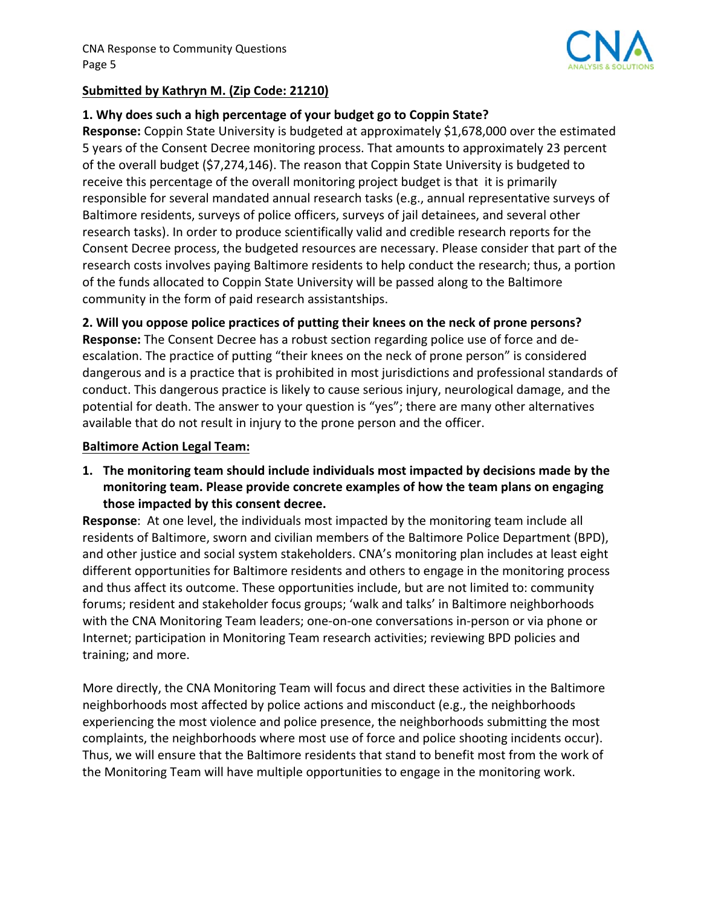**Submitted by Kathryn M. (Zip Code: 21210)**

**1. Why does such a high percentage of your budget go to Coppin State?**

**Response:** Coppin State University is budgeted at approximately $1,678,000 over the estimated 5 years of the Consent Decree monitoring process. That amounts to approximately 23 percent of the overall budget ($7,274,146). The reason that Coppin State University is budgeted to receive this percentage of the overall monitoring project budget is that it is primarily responsible for several mandated annual research tasks (e.g., annual representative surveys of Baltimore residents, surveys of police officers, surveys of jail detainees, and several other research tasks). In order to produce scientifically valid and credible research reports for the Consent Decree process, the budgeted resources are necessary. Please consider that part of the research costs involves paying Baltimore residents to help conduct the research; thus, a portion of the funds allocated to Coppin State University will be passed along to the Baltimore community in the form of paid research assistantships.

**2. Will you oppose police practices of putting their knees on the neck of prone persons?**

**Response:** The Consent Decree has a robust section regarding police use of force and de-escalation. The practice of putting "their knees on the neck of prone person" is considered dangerous and is a practice that is prohibited in most jurisdictions and professional standards of conduct. This dangerous practice is likely to cause serious injury, neurological damage, and the potential for death. The answer to your question is "yes"; there are many other alternatives available that do not result in injury to the prone person and the officer.

**Baltimore Action Legal Team:**

1. **The monitoring team should include individuals most impacted by decisions made by the monitoring team. Please provide concrete examples of how the team plans on engaging those impacted by this consent decree.**

**Response**: At one level, the individuals most impacted by the monitoring team include all residents of Baltimore, sworn and civilian members of the Baltimore Police Department (BPD), and other justice and social system stakeholders. CNA's monitoring plan includes at least eight different opportunities for Baltimore residents and others to engage in the monitoring process and thus affect its outcome. These opportunities include, but are not limited to: community forums; resident and stakeholder focus groups; 'walk and talks' in Baltimore neighborhoods with the CNA Monitoring Team leaders; one-on-one conversations in-person or via phone or Internet; participation in Monitoring Team research activities; reviewing BPD policies and training; and more.

More directly, the CNA Monitoring Team will focus and direct these activities in the Baltimore neighborhoods most affected by police actions and misconduct (e.g., the neighborhoods experiencing the most violence and police presence, the neighborhoods submitting the most complaints, the neighborhoods where most use of force and police shooting incidents occur). Thus, we will ensure that the Baltimore residents that stand to benefit most from the work of the Monitoring Team will have multiple opportunities to engage in the monitoring work.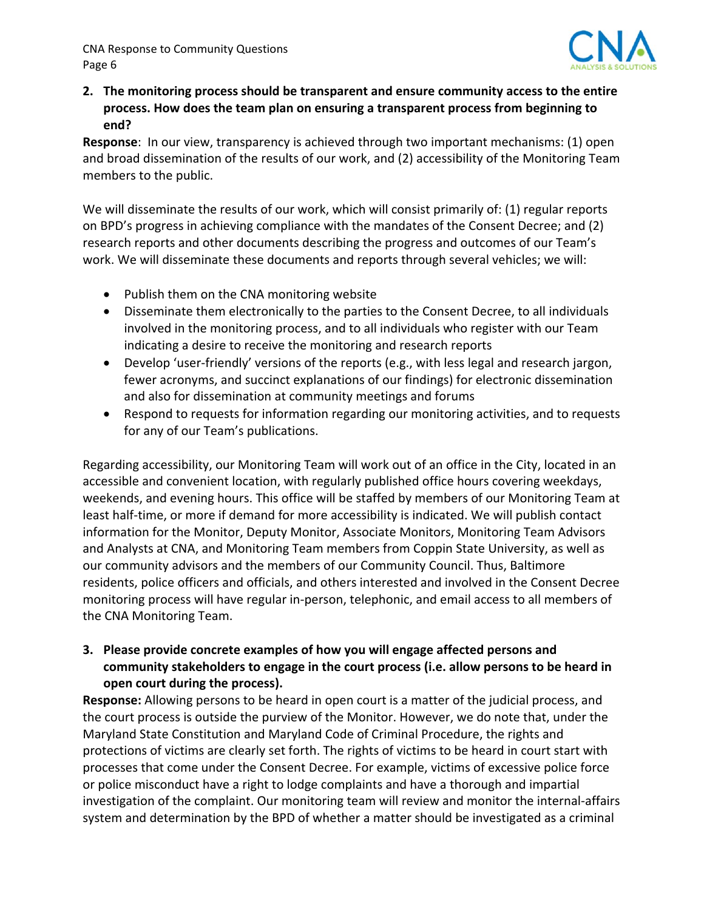**2. The monitoring process should be transparent and ensure community access to the entire process. How does the team plan on ensuring a transparent process from beginning to end?**

**Response**: In our view, transparency is achieved through two important mechanisms: (1) open and broad dissemination of the results of our work, and (2) accessibility of the Monitoring Team members to the public.

We will disseminate the results of our work, which will consist primarily of: (1) regular reports on BPD's progress in achieving compliance with the mandates of the Consent Decree; and (2) research reports and other documents describing the progress and outcomes of our Team's work. We will disseminate these documents and reports through several vehicles; we will:

- Publish them on the CNA monitoring website
- Disseminate them electronically to the parties to the Consent Decree, to all individuals involved in the monitoring process, and to all individuals who register with our Team indicating a desire to receive the monitoring and research reports
- Develop 'user-friendly' versions of the reports (e.g., with less legal and research jargon, fewer acronyms, and succinct explanations of our findings) for electronic dissemination and also for dissemination at community meetings and forums
- Respond to requests for information regarding our monitoring activities, and to requests for any of our Team's publications.

Regarding accessibility, our Monitoring Team will work out of an office in the City, located in an accessible and convenient location, with regularly published office hours covering weekdays, weekends, and evening hours. This office will be staffed by members of our Monitoring Team at least half-time, or more if demand for more accessibility is indicated. We will publish contact information for the Monitor, Deputy Monitor, Associate Monitors, Monitoring Team Advisors and Analysts at CNA, and Monitoring Team members from Coppin State University, as well as our community advisors and the members of our Community Council. Thus, Baltimore residents, police officers and officials, and others interested and involved in the Consent Decree monitoring process will have regular in-person, telephonic, and email access to all members of the CNA Monitoring Team.

**3. Please provide concrete examples of how you will engage affected persons and community stakeholders to engage in the court process (i.e. allow persons to be heard in open court during the process).**

**Response:** Allowing persons to be heard in open court is a matter of the judicial process, and the court process is outside the purview of the Monitor. However, we do note that, under the Maryland State Constitution and Maryland Code of Criminal Procedure, the rights and protections of victims are clearly set forth. The rights of victims to be heard in court start with processes that come under the Consent Decree. For example, victims of excessive police force or police misconduct have a right to lodge complaints and have a thorough and impartial investigation of the complaint. Our monitoring team will review and monitor the internal-affairs system and determination by the BPD of whether a matter should be investigated as a criminal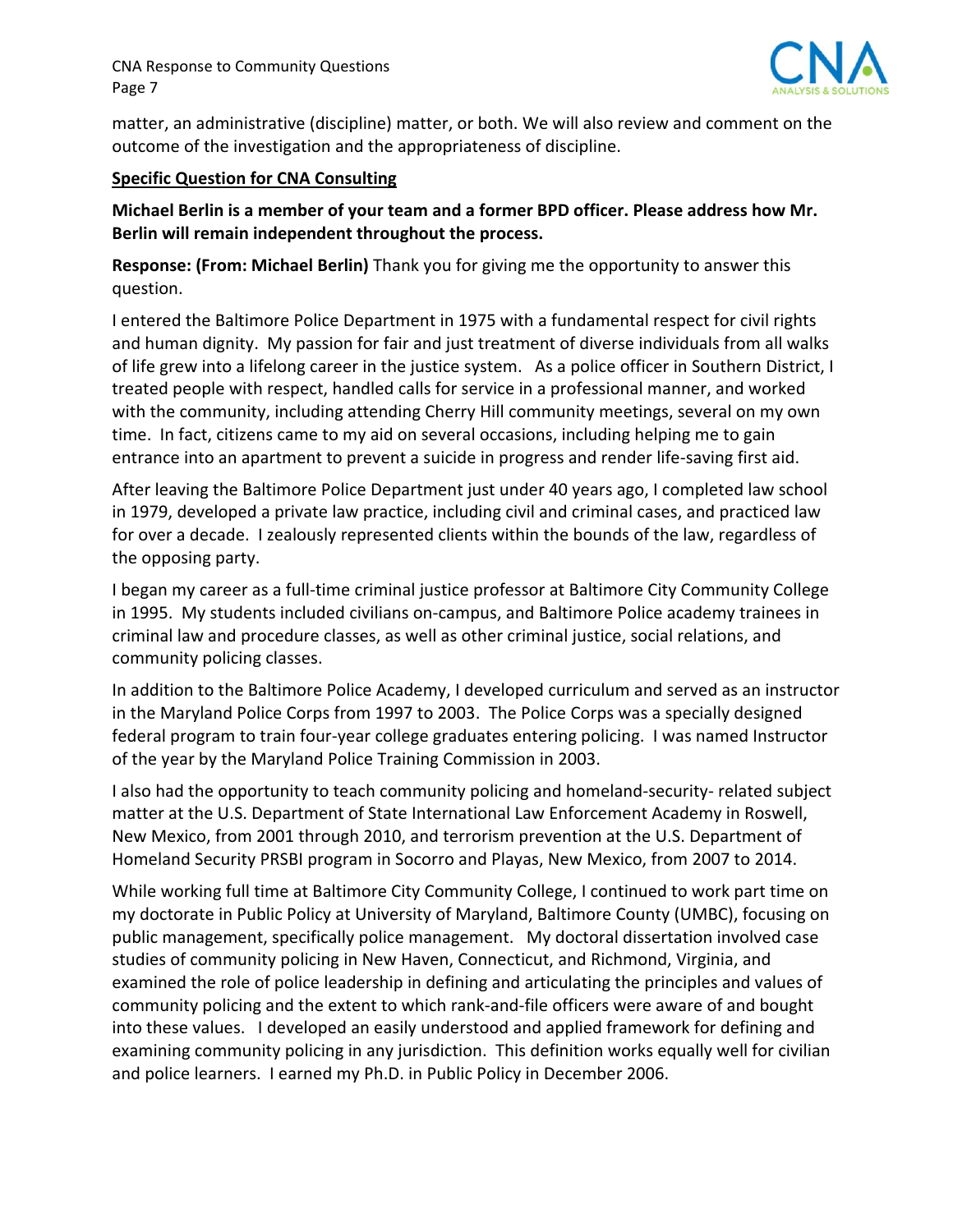matter, an administrative (discipline) matter, or both. We will also review and comment on the outcome of the investigation and the appropriateness of discipline.

**Specific Question for CNA Consulting**

**Michael Berlin is a member of your team and a former BPD officer. Please address how Mr. Berlin will remain independent throughout the process.**

**Response: (From: Michael Berlin)** Thank you for giving me the opportunity to answer this question.

I entered the Baltimore Police Department in 1975 with a fundamental respect for civil rights and human dignity. My passion for fair and just treatment of diverse individuals from all walks of life grew into a lifelong career in the justice system. As a police officer in Southern District, I treated people with respect, handled calls for service in a professional manner, and worked with the community, including attending Cherry Hill community meetings, several on my own time. In fact, citizens came to my aid on several occasions, including helping me to gain entrance into an apartment to prevent a suicide in progress and render life-saving first aid.

After leaving the Baltimore Police Department just under 40 years ago, I completed law school in 1979, developed a private law practice, including civil and criminal cases, and practiced law for over a decade. I zealously represented clients within the bounds of the law, regardless of the opposing party.

I began my career as a full-time criminal justice professor at Baltimore City Community College in 1995. My students included civilians on-campus, and Baltimore Police academy trainees in criminal law and procedure classes, as well as other criminal justice, social relations, and community policing classes.

In addition to the Baltimore Police Academy, I developed curriculum and served as an instructor in the Maryland Police Corps from 1997 to 2003. The Police Corps was a specially designed federal program to train four-year college graduates entering policing. I was named Instructor of the year by the Maryland Police Training Commission in 2003.

I also had the opportunity to teach community policing and homeland-security- related subject matter at the U.S. Department of State International Law Enforcement Academy in Roswell, New Mexico, from 2001 through 2010, and terrorism prevention at the U.S. Department of Homeland Security PRSBI program in Socorro and Playas, New Mexico, from 2007 to 2014.

While working full time at Baltimore City Community College, I continued to work part time on my doctorate in Public Policy at University of Maryland, Baltimore County (UMBC), focusing on public management, specifically police management. My doctoral dissertation involved case studies of community policing in New Haven, Connecticut, and Richmond, Virginia, and examined the role of police leadership in defining and articulating the principles and values of community policing and the extent to which rank-and-file officers were aware of and bought into these values. I developed an easily understood and applied framework for defining and examining community policing in any jurisdiction. This definition works equally well for civilian and police learners. I earned my Ph.D. in Public Policy in December 2006.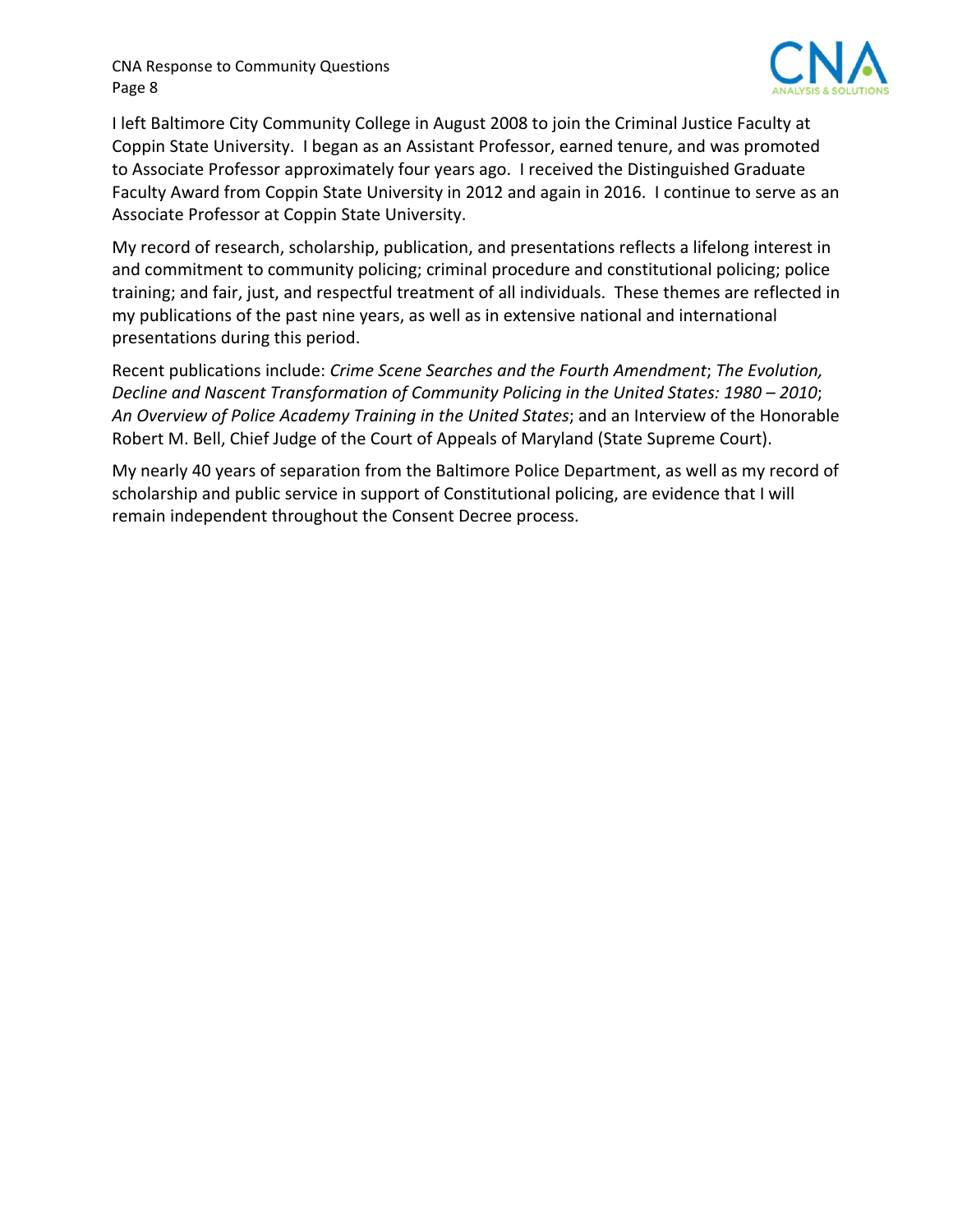I left Baltimore City Community College in August 2008 to join the Criminal Justice Faculty at Coppin State University. I began as an Assistant Professor, earned tenure, and was promoted to Associate Professor approximately four years ago. I received the Distinguished Graduate Faculty Award from Coppin State University in 2012 and again in 2016. I continue to serve as an Associate Professor at Coppin State University.

My record of research, scholarship, publication, and presentations reflects a lifelong interest in and commitment to community policing; criminal procedure and constitutional policing; police training; and fair, just, and respectful treatment of all individuals. These themes are reflected in my publications of the past nine years, as well as in extensive national and international presentations during this period.

Recent publications include: *Crime Scene Searches and the Fourth Amendment*; *The Evolution, Decline and Nascent Transformation of Community Policing in the United States: 1980 – 2010*; *An Overview of Police Academy Training in the United States*; and an Interview of the Honorable Robert M. Bell, Chief Judge of the Court of Appeals of Maryland (State Supreme Court).

My nearly 40 years of separation from the Baltimore Police Department, as well as my record of scholarship and public service in support of Constitutional policing, are evidence that I will remain independent throughout the Consent Decree process.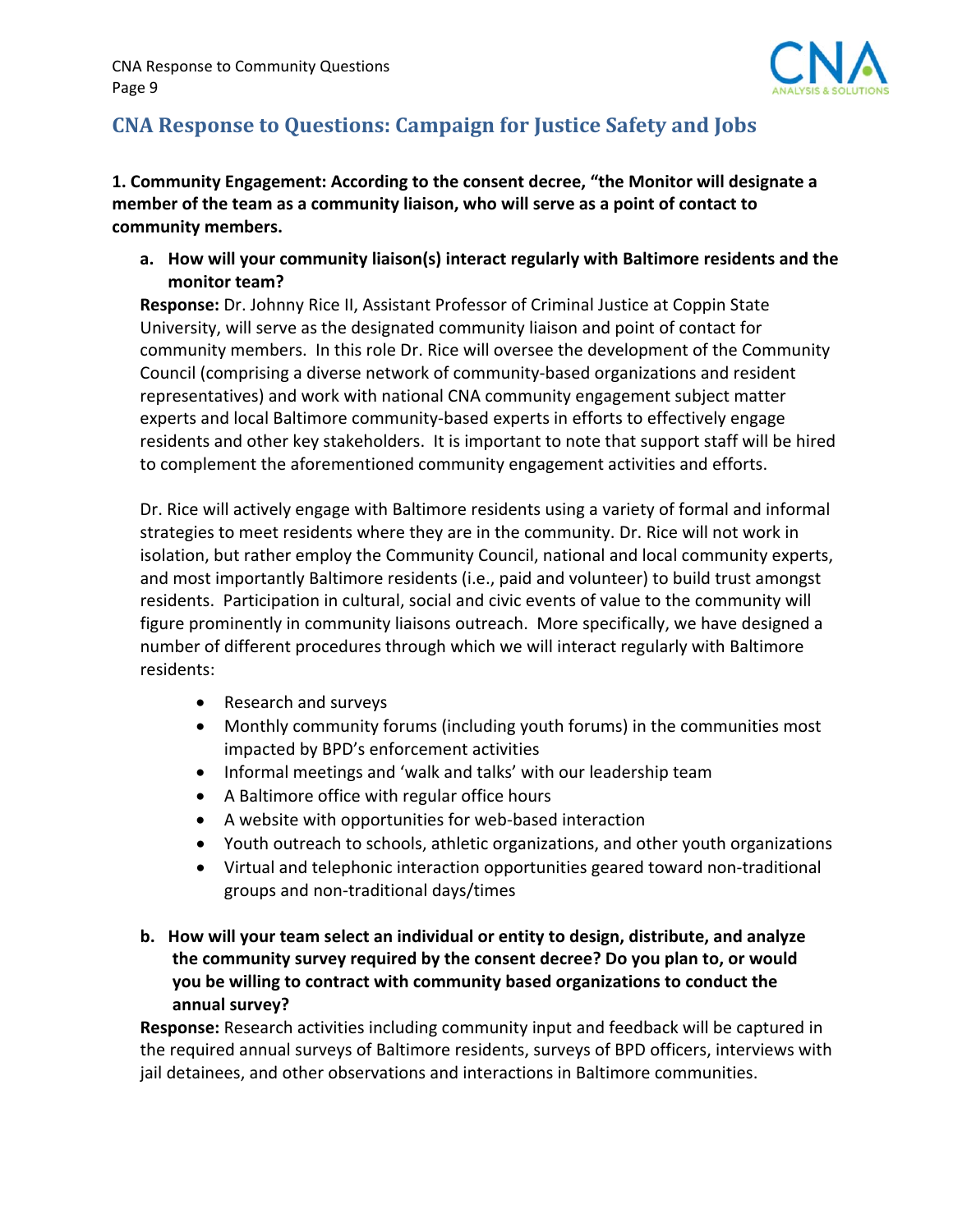## CNA Response to Questions: Campaign for Justice Safety and Jobs

**1. Community Engagement: According to the consent decree, "the Monitor will designate a member of the team as a community liaison, who will serve as a point of contact to community members.**

**a. How will your community liaison(s) interact regularly with Baltimore residents and the monitor team?**

**Response:** Dr. Johnny Rice II, Assistant Professor of Criminal Justice at Coppin State University, will serve as the designated community liaison and point of contact for community members. In this role Dr. Rice will oversee the development of the Community Council (comprising a diverse network of community-based organizations and resident representatives) and work with national CNA community engagement subject matter experts and local Baltimore community-based experts in efforts to effectively engage residents and other key stakeholders. It is important to note that support staff will be hired to complement the aforementioned community engagement activities and efforts.

Dr. Rice will actively engage with Baltimore residents using a variety of formal and informal strategies to meet residents where they are in the community. Dr. Rice will not work in isolation, but rather employ the Community Council, national and local community experts, and most importantly Baltimore residents (i.e., paid and volunteer) to build trust amongst residents. Participation in cultural, social and civic events of value to the community will figure prominently in community liaisons outreach. More specifically, we have designed a number of different procedures through which we will interact regularly with Baltimore residents:

- Research and surveys
- Monthly community forums (including youth forums) in the communities most impacted by BPD's enforcement activities
- Informal meetings and 'walk and talks' with our leadership team
- A Baltimore office with regular office hours
- A website with opportunities for web-based interaction
- Youth outreach to schools, athletic organizations, and other youth organizations
- Virtual and telephonic interaction opportunities geared toward non-traditional groups and non-traditional days/times

**b. How will your team select an individual or entity to design, distribute, and analyze the community survey required by the consent decree? Do you plan to, or would you be willing to contract with community based organizations to conduct the annual survey?**

**Response:** Research activities including community input and feedback will be captured in the required annual surveys of Baltimore residents, surveys of BPD officers, interviews with jail detainees, and other observations and interactions in Baltimore communities.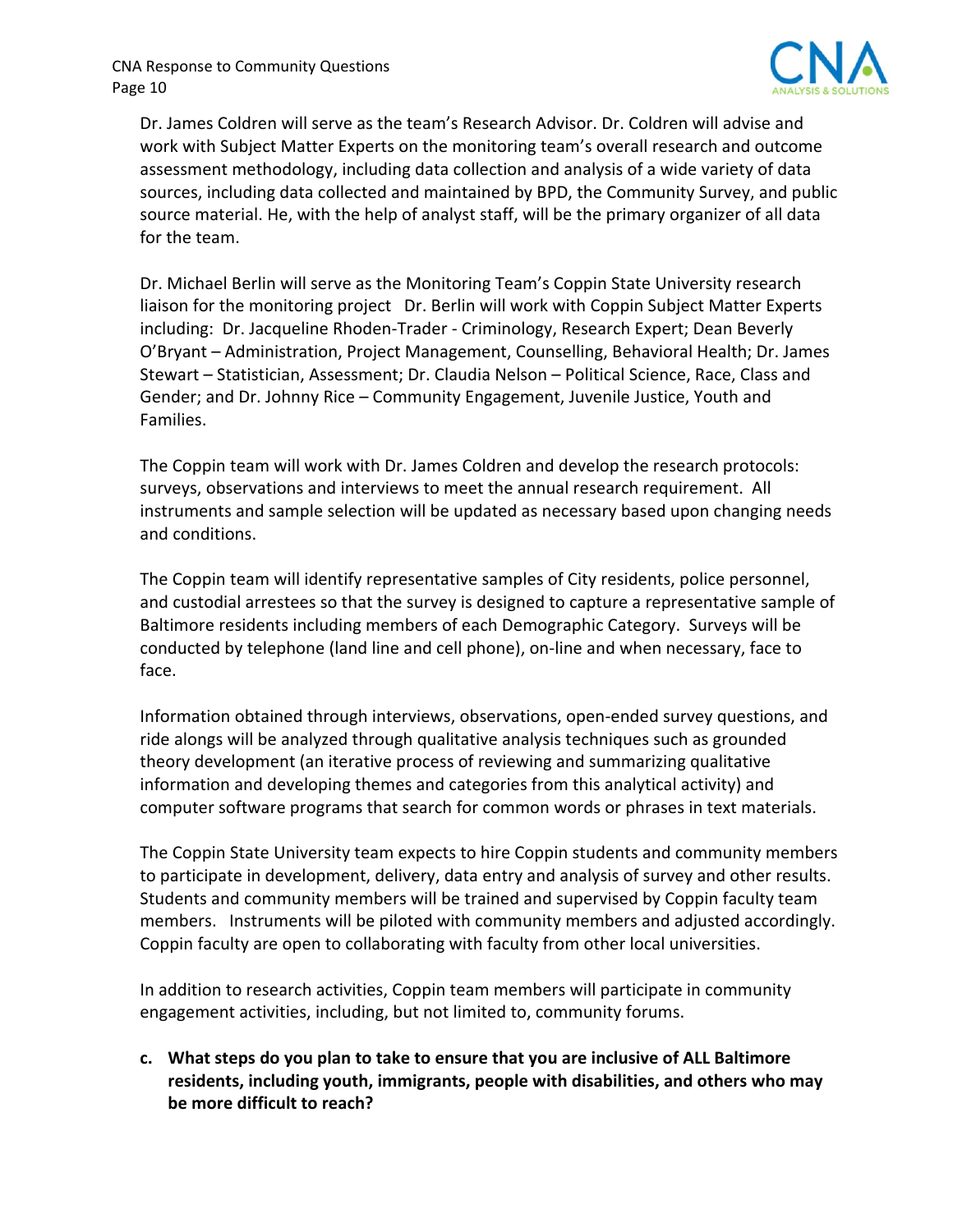Dr. James Coldren will serve as the team's Research Advisor. Dr. Coldren will advise and work with Subject Matter Experts on the monitoring team's overall research and outcome assessment methodology, including data collection and analysis of a wide variety of data sources, including data collected and maintained by BPD, the Community Survey, and public source material. He, with the help of analyst staff, will be the primary organizer of all data for the team.

Dr. Michael Berlin will serve as the Monitoring Team's Coppin State University research liaison for the monitoring project  Dr. Berlin will work with Coppin Subject Matter Experts including:  Dr. Jacqueline Rhoden-Trader - Criminology, Research Expert; Dean Beverly O'Bryant – Administration, Project Management, Counselling, Behavioral Health; Dr. James Stewart – Statistician, Assessment; Dr. Claudia Nelson – Political Science, Race, Class and Gender; and Dr. Johnny Rice – Community Engagement, Juvenile Justice, Youth and Families.

The Coppin team will work with Dr. James Coldren and develop the research protocols: surveys, observations and interviews to meet the annual research requirement.  All instruments and sample selection will be updated as necessary based upon changing needs and conditions.

The Coppin team will identify representative samples of City residents, police personnel, and custodial arrestees so that the survey is designed to capture a representative sample of Baltimore residents including members of each Demographic Category.  Surveys will be conducted by telephone (land line and cell phone), on-line and when necessary, face to face.

Information obtained through interviews, observations, open-ended survey questions, and ride alongs will be analyzed through qualitative analysis techniques such as grounded theory development (an iterative process of reviewing and summarizing qualitative information and developing themes and categories from this analytical activity) and computer software programs that search for common words or phrases in text materials.

The Coppin State University team expects to hire Coppin students and community members to participate in development, delivery, data entry and analysis of survey and other results. Students and community members will be trained and supervised by Coppin faculty team members.   Instruments will be piloted with community members and adjusted accordingly. Coppin faculty are open to collaborating with faculty from other local universities.

In addition to research activities, Coppin team members will participate in community engagement activities, including, but not limited to, community forums.

**c. What steps do you plan to take to ensure that you are inclusive of ALL Baltimore residents, including youth, immigrants, people with disabilities, and others who may be more difficult to reach?**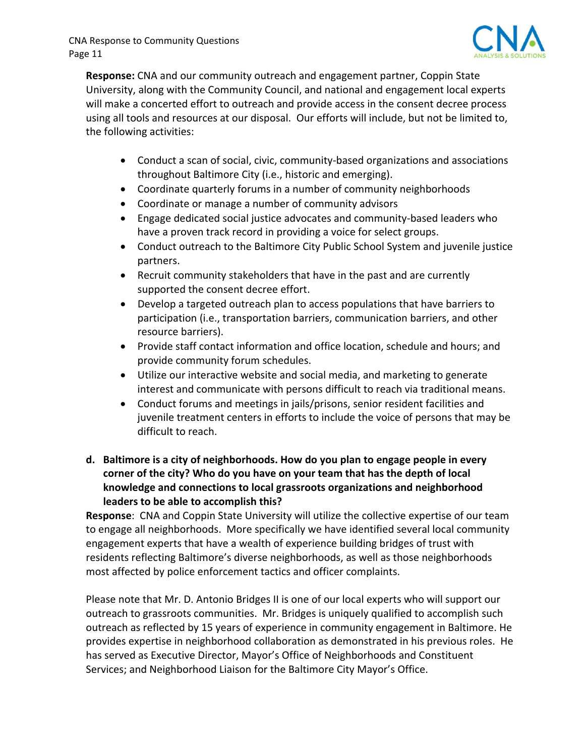**Response:** CNA and our community outreach and engagement partner, Coppin State University, along with the Community Council, and national and engagement local experts will make a concerted effort to outreach and provide access in the consent decree process using all tools and resources at our disposal. Our efforts will include, but not be limited to, the following activities:

- Conduct a scan of social, civic, community-based organizations and associations throughout Baltimore City (i.e., historic and emerging).
- Coordinate quarterly forums in a number of community neighborhoods
- Coordinate or manage a number of community advisors
- Engage dedicated social justice advocates and community-based leaders who have a proven track record in providing a voice for select groups.
- Conduct outreach to the Baltimore City Public School System and juvenile justice partners.
- Recruit community stakeholders that have in the past and are currently supported the consent decree effort.
- Develop a targeted outreach plan to access populations that have barriers to participation (i.e., transportation barriers, communication barriers, and other resource barriers).
- Provide staff contact information and office location, schedule and hours; and provide community forum schedules.
- Utilize our interactive website and social media, and marketing to generate interest and communicate with persons difficult to reach via traditional means.
- Conduct forums and meetings in jails/prisons, senior resident facilities and juvenile treatment centers in efforts to include the voice of persons that may be difficult to reach.

**d. Baltimore is a city of neighborhoods. How do you plan to engage people in every corner of the city? Who do you have on your team that has the depth of local knowledge and connections to local grassroots organizations and neighborhood leaders to be able to accomplish this?**

**Response**: CNA and Coppin State University will utilize the collective expertise of our team to engage all neighborhoods. More specifically we have identified several local community engagement experts that have a wealth of experience building bridges of trust with residents reflecting Baltimore's diverse neighborhoods, as well as those neighborhoods most affected by police enforcement tactics and officer complaints.

Please note that Mr. D. Antonio Bridges II is one of our local experts who will support our outreach to grassroots communities. Mr. Bridges is uniquely qualified to accomplish such outreach as reflected by 15 years of experience in community engagement in Baltimore. He provides expertise in neighborhood collaboration as demonstrated in his previous roles. He has served as Executive Director, Mayor's Office of Neighborhoods and Constituent Services; and Neighborhood Liaison for the Baltimore City Mayor's Office.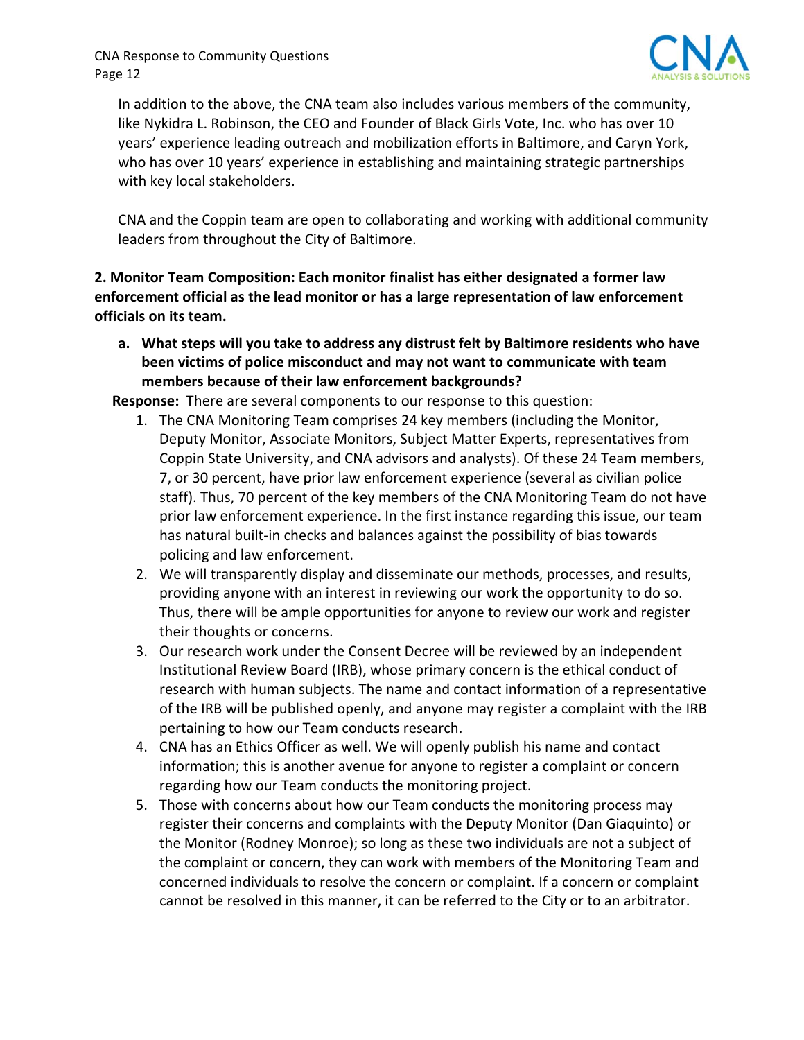In addition to the above, the CNA team also includes various members of the community, like Nykidra L. Robinson, the CEO and Founder of Black Girls Vote, Inc. who has over 10 years' experience leading outreach and mobilization efforts in Baltimore, and Caryn York, who has over 10 years' experience in establishing and maintaining strategic partnerships with key local stakeholders.

CNA and the Coppin team are open to collaborating and working with additional community leaders from throughout the City of Baltimore.

**2. Monitor Team Composition: Each monitor finalist has either designated a former law enforcement official as the lead monitor or has a large representation of law enforcement officials on its team.**

**a. What steps will you take to address any distrust felt by Baltimore residents who have been victims of police misconduct and may not want to communicate with team members because of their law enforcement backgrounds?**

**Response:** There are several components to our response to this question:

1. The CNA Monitoring Team comprises 24 key members (including the Monitor, Deputy Monitor, Associate Monitors, Subject Matter Experts, representatives from Coppin State University, and CNA advisors and analysts). Of these 24 Team members, 7, or 30 percent, have prior law enforcement experience (several as civilian police staff). Thus, 70 percent of the key members of the CNA Monitoring Team do not have prior law enforcement experience. In the first instance regarding this issue, our team has natural built-in checks and balances against the possibility of bias towards policing and law enforcement.
2. We will transparently display and disseminate our methods, processes, and results, providing anyone with an interest in reviewing our work the opportunity to do so. Thus, there will be ample opportunities for anyone to review our work and register their thoughts or concerns.
3. Our research work under the Consent Decree will be reviewed by an independent Institutional Review Board (IRB), whose primary concern is the ethical conduct of research with human subjects. The name and contact information of a representative of the IRB will be published openly, and anyone may register a complaint with the IRB pertaining to how our Team conducts research.
4. CNA has an Ethics Officer as well. We will openly publish his name and contact information; this is another avenue for anyone to register a complaint or concern regarding how our Team conducts the monitoring project.
5. Those with concerns about how our Team conducts the monitoring process may register their concerns and complaints with the Deputy Monitor (Dan Giaquinto) or the Monitor (Rodney Monroe); so long as these two individuals are not a subject of the complaint or concern, they can work with members of the Monitoring Team and concerned individuals to resolve the concern or complaint. If a concern or complaint cannot be resolved in this manner, it can be referred to the City or to an arbitrator.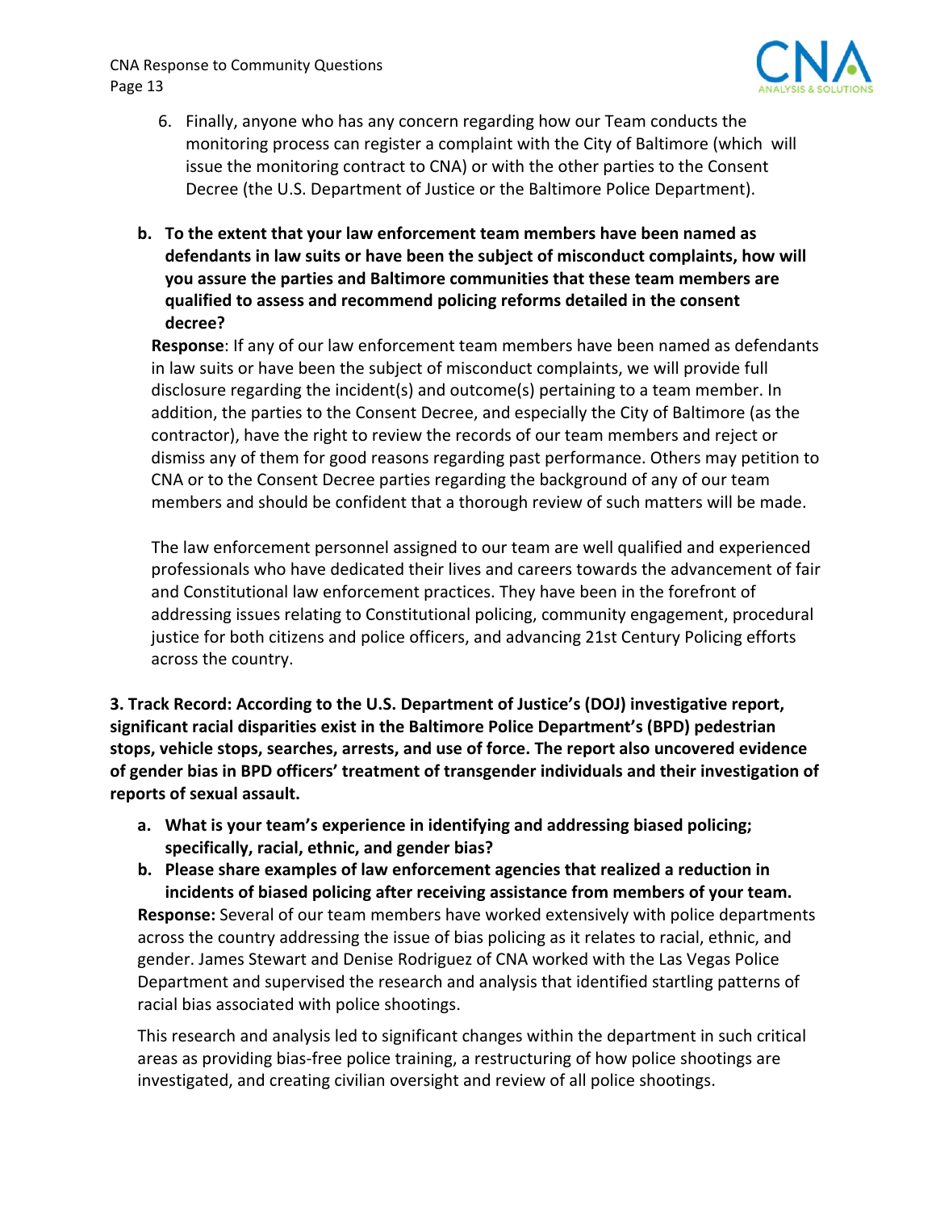6. Finally, anyone who has any concern regarding how our Team conducts the monitoring process can register a complaint with the City of Baltimore (which will issue the monitoring contract to CNA) or with the other parties to the Consent Decree (the U.S. Department of Justice or the Baltimore Police Department).

**b. To the extent that your law enforcement team members have been named as defendants in law suits or have been the subject of misconduct complaints, how will you assure the parties and Baltimore communities that these team members are qualified to assess and recommend policing reforms detailed in the consent decree?**

**Response**: If any of our law enforcement team members have been named as defendants in law suits or have been the subject of misconduct complaints, we will provide full disclosure regarding the incident(s) and outcome(s) pertaining to a team member. In addition, the parties to the Consent Decree, and especially the City of Baltimore (as the contractor), have the right to review the records of our team members and reject or dismiss any of them for good reasons regarding past performance. Others may petition to CNA or to the Consent Decree parties regarding the background of any of our team members and should be confident that a thorough review of such matters will be made.

The law enforcement personnel assigned to our team are well qualified and experienced professionals who have dedicated their lives and careers towards the advancement of fair and Constitutional law enforcement practices. They have been in the forefront of addressing issues relating to Constitutional policing, community engagement, procedural justice for both citizens and police officers, and advancing 21st Century Policing efforts across the country.

**3. Track Record: According to the U.S. Department of Justice's (DOJ) investigative report, significant racial disparities exist in the Baltimore Police Department's (BPD) pedestrian stops, vehicle stops, searches, arrests, and use of force. The report also uncovered evidence of gender bias in BPD officers' treatment of transgender individuals and their investigation of reports of sexual assault.**

**a. What is your team's experience in identifying and addressing biased policing; specifically, racial, ethnic, and gender bias?**

**b. Please share examples of law enforcement agencies that realized a reduction in incidents of biased policing after receiving assistance from members of your team.**

**Response:** Several of our team members have worked extensively with police departments across the country addressing the issue of bias policing as it relates to racial, ethnic, and gender. James Stewart and Denise Rodriguez of CNA worked with the Las Vegas Police Department and supervised the research and analysis that identified startling patterns of racial bias associated with police shootings.

This research and analysis led to significant changes within the department in such critical areas as providing bias-free police training, a restructuring of how police shootings are investigated, and creating civilian oversight and review of all police shootings.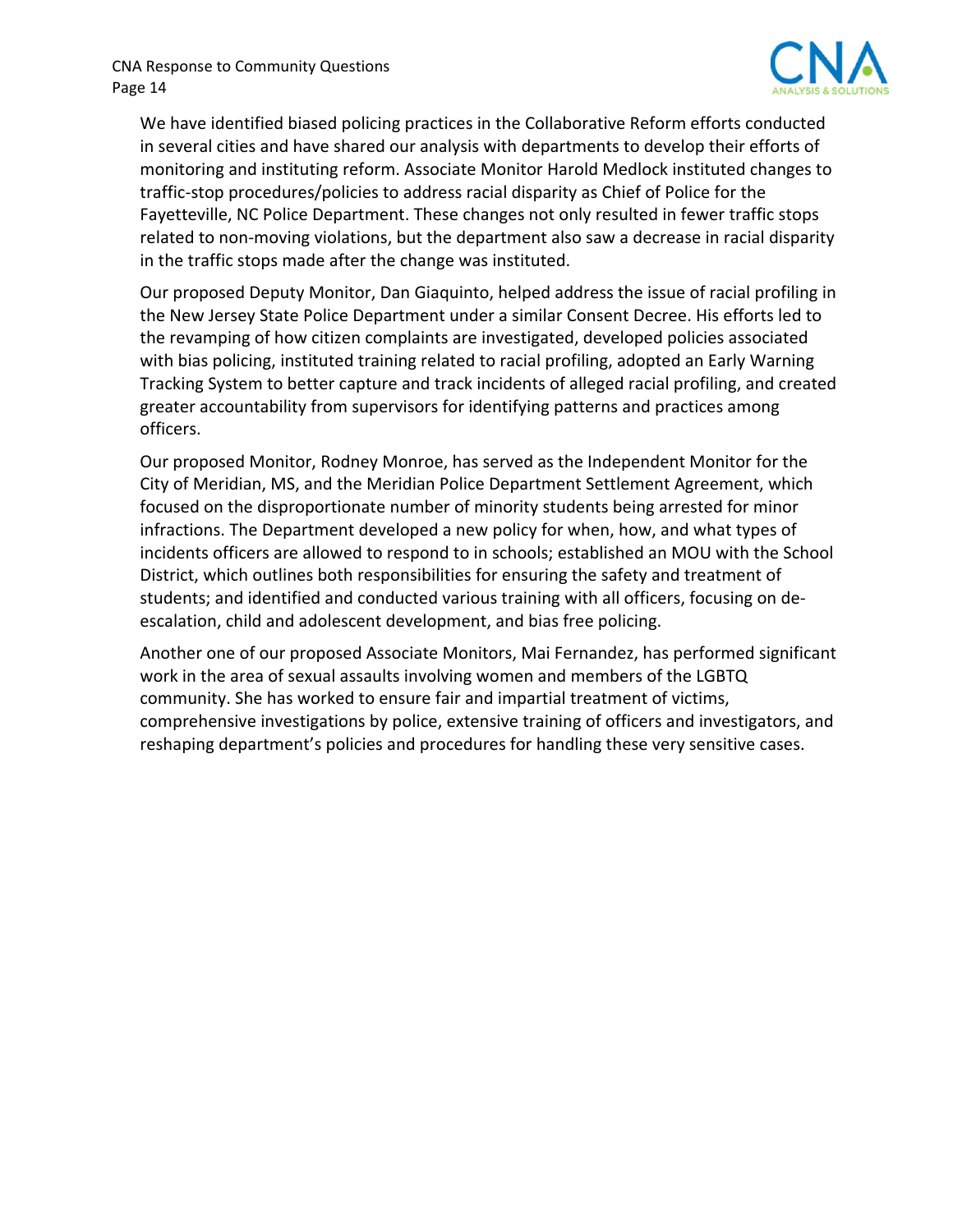We have identified biased policing practices in the Collaborative Reform efforts conducted in several cities and have shared our analysis with departments to develop their efforts of monitoring and instituting reform. Associate Monitor Harold Medlock instituted changes to traffic-stop procedures/policies to address racial disparity as Chief of Police for the Fayetteville, NC Police Department. These changes not only resulted in fewer traffic stops related to non-moving violations, but the department also saw a decrease in racial disparity in the traffic stops made after the change was instituted.

Our proposed Deputy Monitor, Dan Giaquinto, helped address the issue of racial profiling in the New Jersey State Police Department under a similar Consent Decree. His efforts led to the revamping of how citizen complaints are investigated, developed policies associated with bias policing, instituted training related to racial profiling, adopted an Early Warning Tracking System to better capture and track incidents of alleged racial profiling, and created greater accountability from supervisors for identifying patterns and practices among officers.

Our proposed Monitor, Rodney Monroe, has served as the Independent Monitor for the City of Meridian, MS, and the Meridian Police Department Settlement Agreement, which focused on the disproportionate number of minority students being arrested for minor infractions. The Department developed a new policy for when, how, and what types of incidents officers are allowed to respond to in schools; established an MOU with the School District, which outlines both responsibilities for ensuring the safety and treatment of students; and identified and conducted various training with all officers, focusing on de-escalation, child and adolescent development, and bias free policing.

Another one of our proposed Associate Monitors, Mai Fernandez, has performed significant work in the area of sexual assaults involving women and members of the LGBTQ community. She has worked to ensure fair and impartial treatment of victims, comprehensive investigations by police, extensive training of officers and investigators, and reshaping department's policies and procedures for handling these very sensitive cases.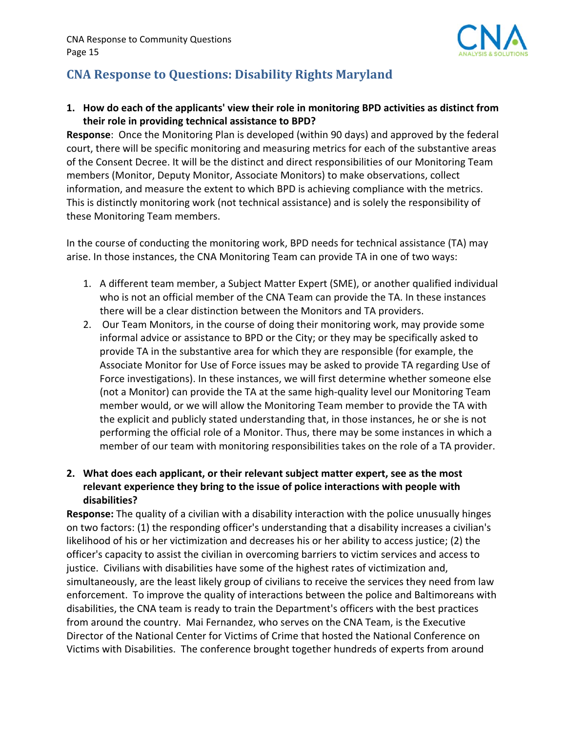## CNA Response to Questions: Disability Rights Maryland

**1. How do each of the applicants' view their role in monitoring BPD activities as distinct from their role in providing technical assistance to BPD?**

**Response**: Once the Monitoring Plan is developed (within 90 days) and approved by the federal court, there will be specific monitoring and measuring metrics for each of the substantive areas of the Consent Decree. It will be the distinct and direct responsibilities of our Monitoring Team members (Monitor, Deputy Monitor, Associate Monitors) to make observations, collect information, and measure the extent to which BPD is achieving compliance with the metrics. This is distinctly monitoring work (not technical assistance) and is solely the responsibility of these Monitoring Team members.

In the course of conducting the monitoring work, BPD needs for technical assistance (TA) may arise. In those instances, the CNA Monitoring Team can provide TA in one of two ways:

1. A different team member, a Subject Matter Expert (SME), or another qualified individual who is not an official member of the CNA Team can provide the TA. In these instances there will be a clear distinction between the Monitors and TA providers.
2. Our Team Monitors, in the course of doing their monitoring work, may provide some informal advice or assistance to BPD or the City; or they may be specifically asked to provide TA in the substantive area for which they are responsible (for example, the Associate Monitor for Use of Force issues may be asked to provide TA regarding Use of Force investigations). In these instances, we will first determine whether someone else (not a Monitor) can provide the TA at the same high-quality level our Monitoring Team member would, or we will allow the Monitoring Team member to provide the TA with the explicit and publicly stated understanding that, in those instances, he or she is not performing the official role of a Monitor. Thus, there may be some instances in which a member of our team with monitoring responsibilities takes on the role of a TA provider.

**2. What does each applicant, or their relevant subject matter expert, see as the most relevant experience they bring to the issue of police interactions with people with disabilities?**

**Response:** The quality of a civilian with a disability interaction with the police unusually hinges on two factors: (1) the responding officer's understanding that a disability increases a civilian's likelihood of his or her victimization and decreases his or her ability to access justice; (2) the officer's capacity to assist the civilian in overcoming barriers to victim services and access to justice. Civilians with disabilities have some of the highest rates of victimization and, simultaneously, are the least likely group of civilians to receive the services they need from law enforcement. To improve the quality of interactions between the police and Baltimoreans with disabilities, the CNA team is ready to train the Department's officers with the best practices from around the country. Mai Fernandez, who serves on the CNA Team, is the Executive Director of the National Center for Victims of Crime that hosted the National Conference on Victims with Disabilities. The conference brought together hundreds of experts from around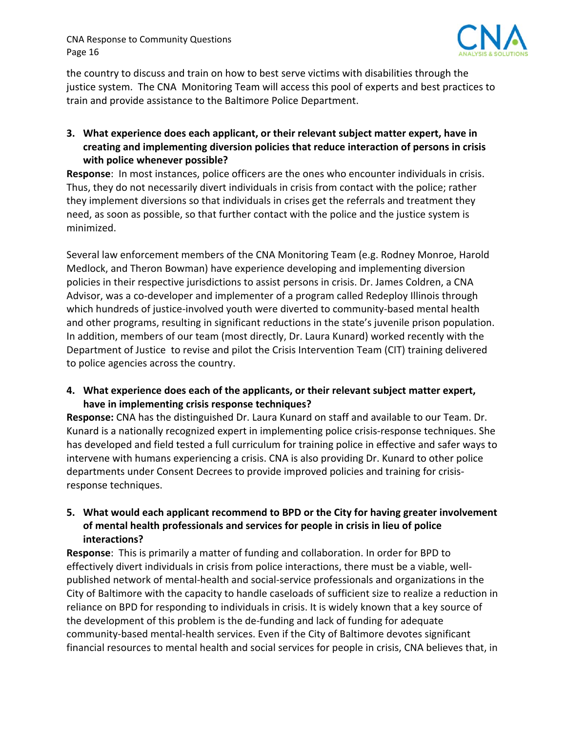the country to discuss and train on how to best serve victims with disabilities through the justice system. The CNA Monitoring Team will access this pool of experts and best practices to train and provide assistance to the Baltimore Police Department.

3. **What experience does each applicant, or their relevant subject matter expert, have in creating and implementing diversion policies that reduce interaction of persons in crisis with police whenever possible?**

**Response**: In most instances, police officers are the ones who encounter individuals in crisis. Thus, they do not necessarily divert individuals in crisis from contact with the police; rather they implement diversions so that individuals in crises get the referrals and treatment they need, as soon as possible, so that further contact with the police and the justice system is minimized.

Several law enforcement members of the CNA Monitoring Team (e.g. Rodney Monroe, Harold Medlock, and Theron Bowman) have experience developing and implementing diversion policies in their respective jurisdictions to assist persons in crisis. Dr. James Coldren, a CNA Advisor, was a co-developer and implementer of a program called Redeploy Illinois through which hundreds of justice-involved youth were diverted to community-based mental health and other programs, resulting in significant reductions in the state's juvenile prison population. In addition, members of our team (most directly, Dr. Laura Kunard) worked recently with the Department of Justice to revise and pilot the Crisis Intervention Team (CIT) training delivered to police agencies across the country.

4. **What experience does each of the applicants, or their relevant subject matter expert, have in implementing crisis response techniques?**

**Response:** CNA has the distinguished Dr. Laura Kunard on staff and available to our Team. Dr. Kunard is a nationally recognized expert in implementing police crisis-response techniques. She has developed and field tested a full curriculum for training police in effective and safer ways to intervene with humans experiencing a crisis. CNA is also providing Dr. Kunard to other police departments under Consent Decrees to provide improved policies and training for crisis-response techniques.

5. **What would each applicant recommend to BPD or the City for having greater involvement of mental health professionals and services for people in crisis in lieu of police interactions?**

**Response**: This is primarily a matter of funding and collaboration. In order for BPD to effectively divert individuals in crisis from police interactions, there must be a viable, well-published network of mental-health and social-service professionals and organizations in the City of Baltimore with the capacity to handle caseloads of sufficient size to realize a reduction in reliance on BPD for responding to individuals in crisis. It is widely known that a key source of the development of this problem is the de-funding and lack of funding for adequate community-based mental-health services. Even if the City of Baltimore devotes significant financial resources to mental health and social services for people in crisis, CNA believes that, in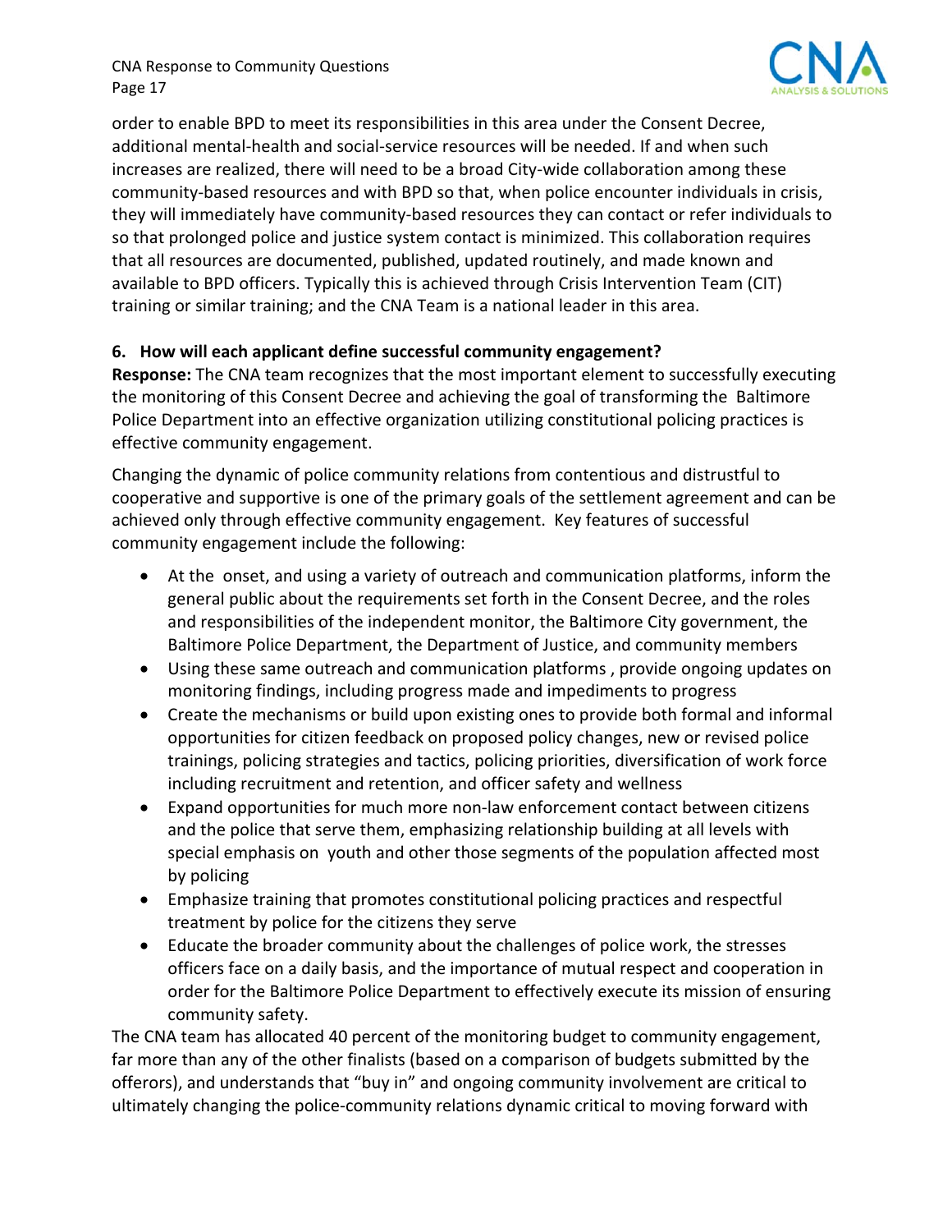order to enable BPD to meet its responsibilities in this area under the Consent Decree, additional mental-health and social-service resources will be needed. If and when such increases are realized, there will need to be a broad City-wide collaboration among these community-based resources and with BPD so that, when police encounter individuals in crisis, they will immediately have community-based resources they can contact or refer individuals to so that prolonged police and justice system contact is minimized. This collaboration requires that all resources are documented, published, updated routinely, and made known and available to BPD officers. Typically this is achieved through Crisis Intervention Team (CIT) training or similar training; and the CNA Team is a national leader in this area.

**6. How will each applicant define successful community engagement?**

**Response:** The CNA team recognizes that the most important element to successfully executing the monitoring of this Consent Decree and achieving the goal of transforming the Baltimore Police Department into an effective organization utilizing constitutional policing practices is effective community engagement.

Changing the dynamic of police community relations from contentious and distrustful to cooperative and supportive is one of the primary goals of the settlement agreement and can be achieved only through effective community engagement. Key features of successful community engagement include the following:

- At the onset, and using a variety of outreach and communication platforms, inform the general public about the requirements set forth in the Consent Decree, and the roles and responsibilities of the independent monitor, the Baltimore City government, the Baltimore Police Department, the Department of Justice, and community members
- Using these same outreach and communication platforms , provide ongoing updates on monitoring findings, including progress made and impediments to progress
- Create the mechanisms or build upon existing ones to provide both formal and informal opportunities for citizen feedback on proposed policy changes, new or revised police trainings, policing strategies and tactics, policing priorities, diversification of work force including recruitment and retention, and officer safety and wellness
- Expand opportunities for much more non-law enforcement contact between citizens and the police that serve them, emphasizing relationship building at all levels with special emphasis on youth and other those segments of the population affected most by policing
- Emphasize training that promotes constitutional policing practices and respectful treatment by police for the citizens they serve
- Educate the broader community about the challenges of police work, the stresses officers face on a daily basis, and the importance of mutual respect and cooperation in order for the Baltimore Police Department to effectively execute its mission of ensuring community safety.

The CNA team has allocated 40 percent of the monitoring budget to community engagement, far more than any of the other finalists (based on a comparison of budgets submitted by the offerors), and understands that "buy in" and ongoing community involvement are critical to ultimately changing the police-community relations dynamic critical to moving forward with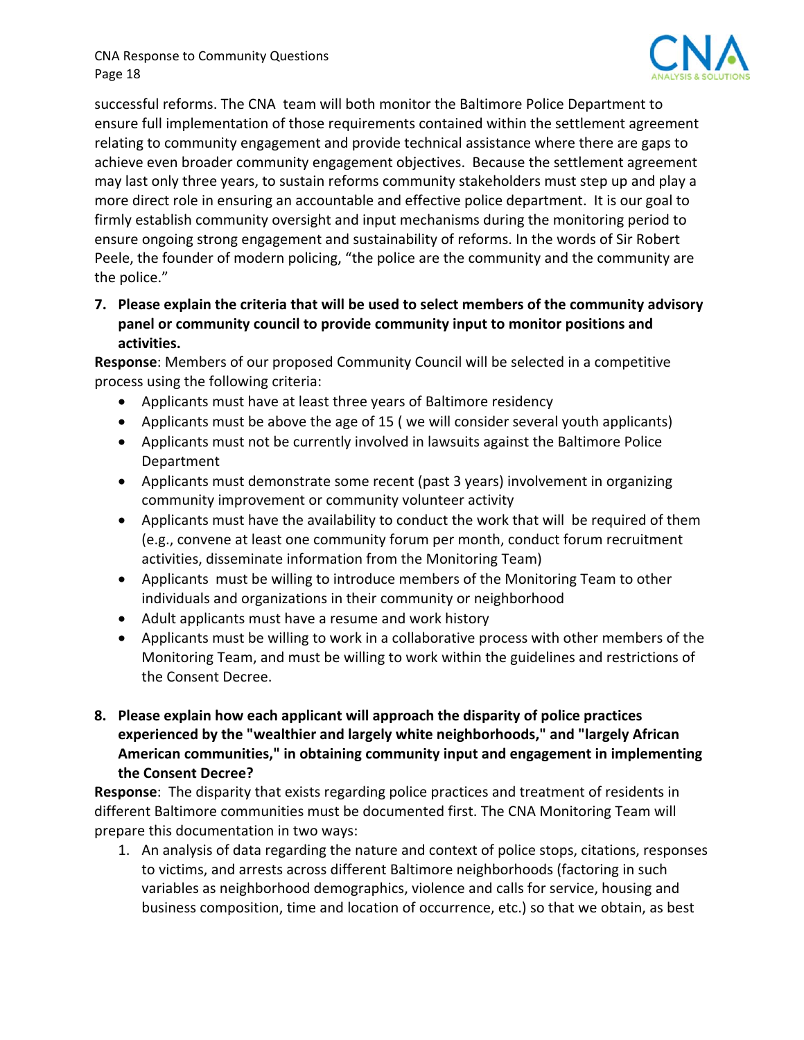successful reforms. The CNA team will both monitor the Baltimore Police Department to ensure full implementation of those requirements contained within the settlement agreement relating to community engagement and provide technical assistance where there are gaps to achieve even broader community engagement objectives. Because the settlement agreement may last only three years, to sustain reforms community stakeholders must step up and play a more direct role in ensuring an accountable and effective police department. It is our goal to firmly establish community oversight and input mechanisms during the monitoring period to ensure ongoing strong engagement and sustainability of reforms. In the words of Sir Robert Peele, the founder of modern policing, "the police are the community and the community are the police."

7. **Please explain the criteria that will be used to select members of the community advisory panel or community council to provide community input to monitor positions and activities.**

**Response**: Members of our proposed Community Council will be selected in a competitive process using the following criteria:

- Applicants must have at least three years of Baltimore residency
- Applicants must be above the age of 15 ( we will consider several youth applicants)
- Applicants must not be currently involved in lawsuits against the Baltimore Police Department
- Applicants must demonstrate some recent (past 3 years) involvement in organizing community improvement or community volunteer activity
- Applicants must have the availability to conduct the work that will be required of them (e.g., convene at least one community forum per month, conduct forum recruitment activities, disseminate information from the Monitoring Team)
- Applicants must be willing to introduce members of the Monitoring Team to other individuals and organizations in their community or neighborhood
- Adult applicants must have a resume and work history
- Applicants must be willing to work in a collaborative process with other members of the Monitoring Team, and must be willing to work within the guidelines and restrictions of the Consent Decree.

8. **Please explain how each applicant will approach the disparity of police practices experienced by the "wealthier and largely white neighborhoods," and "largely African American communities," in obtaining community input and engagement in implementing the Consent Decree?**

**Response**: The disparity that exists regarding police practices and treatment of residents in different Baltimore communities must be documented first. The CNA Monitoring Team will prepare this documentation in two ways:

1. An analysis of data regarding the nature and context of police stops, citations, responses to victims, and arrests across different Baltimore neighborhoods (factoring in such variables as neighborhood demographics, violence and calls for service, housing and business composition, time and location of occurrence, etc.) so that we obtain, as best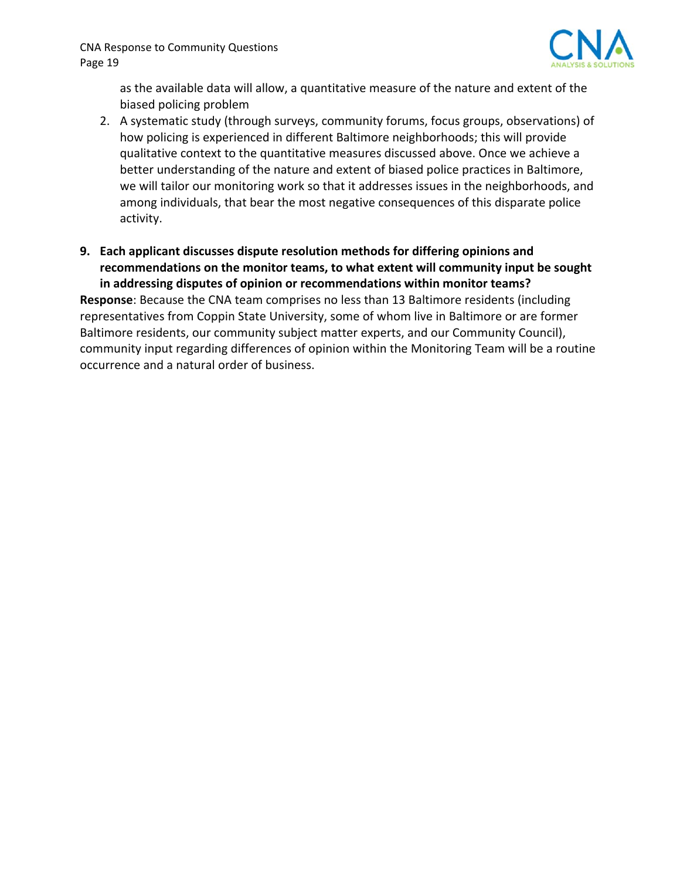as the available data will allow, a quantitative measure of the nature and extent of the biased policing problem

2. A systematic study (through surveys, community forums, focus groups, observations) of how policing is experienced in different Baltimore neighborhoods; this will provide qualitative context to the quantitative measures discussed above. Once we achieve a better understanding of the nature and extent of biased police practices in Baltimore, we will tailor our monitoring work so that it addresses issues in the neighborhoods, and among individuals, that bear the most negative consequences of this disparate police activity.

**9. Each applicant discusses dispute resolution methods for differing opinions and recommendations on the monitor teams, to what extent will community input be sought in addressing disputes of opinion or recommendations within monitor teams?**

**Response**: Because the CNA team comprises no less than 13 Baltimore residents (including representatives from Coppin State University, some of whom live in Baltimore or are former Baltimore residents, our community subject matter experts, and our Community Council), community input regarding differences of opinion within the Monitoring Team will be a routine occurrence and a natural order of business.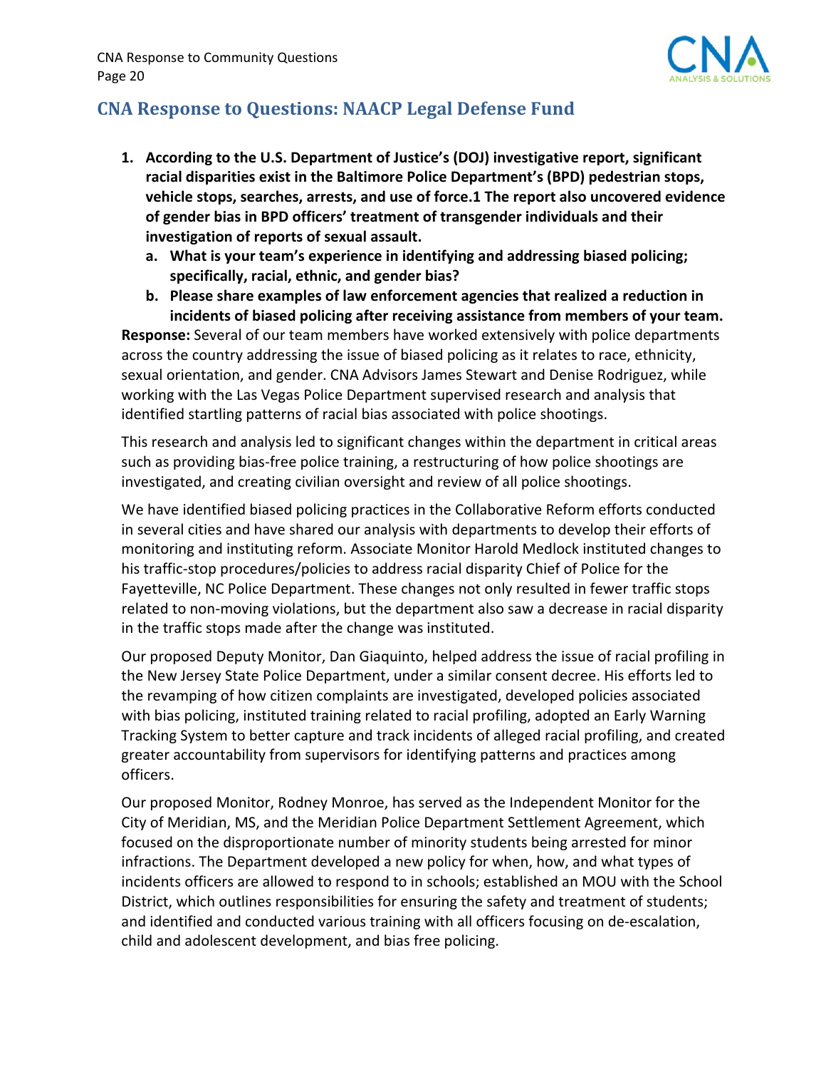## CNA Response to Questions: NAACP Legal Defense Fund

1. **According to the U.S. Department of Justice's (DOJ) investigative report, significant racial disparities exist in the Baltimore Police Department's (BPD) pedestrian stops, vehicle stops, searches, arrests, and use of force.[1] The report also uncovered evidence of gender bias in BPD officers' treatment of transgender individuals and their investigation of reports of sexual assault.**
   a. **What is your team's experience in identifying and addressing biased policing; specifically, racial, ethnic, and gender bias?**
   b. **Please share examples of law enforcement agencies that realized a reduction in incidents of biased policing after receiving assistance from members of your team.**

**Response:** Several of our team members have worked extensively with police departments across the country addressing the issue of biased policing as it relates to race, ethnicity, sexual orientation, and gender. CNA Advisors James Stewart and Denise Rodriguez, while working with the Las Vegas Police Department supervised research and analysis that identified startling patterns of racial bias associated with police shootings.

This research and analysis led to significant changes within the department in critical areas such as providing bias-free police training, a restructuring of how police shootings are investigated, and creating civilian oversight and review of all police shootings.

We have identified biased policing practices in the Collaborative Reform efforts conducted in several cities and have shared our analysis with departments to develop their efforts of monitoring and instituting reform. Associate Monitor Harold Medlock instituted changes to his traffic-stop procedures/policies to address racial disparity Chief of Police for the Fayetteville, NC Police Department. These changes not only resulted in fewer traffic stops related to non-moving violations, but the department also saw a decrease in racial disparity in the traffic stops made after the change was instituted.

Our proposed Deputy Monitor, Dan Giaquinto, helped address the issue of racial profiling in the New Jersey State Police Department, under a similar consent decree. His efforts led to the revamping of how citizen complaints are investigated, developed policies associated with bias policing, instituted training related to racial profiling, adopted an Early Warning Tracking System to better capture and track incidents of alleged racial profiling, and created greater accountability from supervisors for identifying patterns and practices among officers.

Our proposed Monitor, Rodney Monroe, has served as the Independent Monitor for the City of Meridian, MS, and the Meridian Police Department Settlement Agreement, which focused on the disproportionate number of minority students being arrested for minor infractions. The Department developed a new policy for when, how, and what types of incidents officers are allowed to respond to in schools; established an MOU with the School District, which outlines responsibilities for ensuring the safety and treatment of students; and identified and conducted various training with all officers focusing on de-escalation, child and adolescent development, and bias free policing.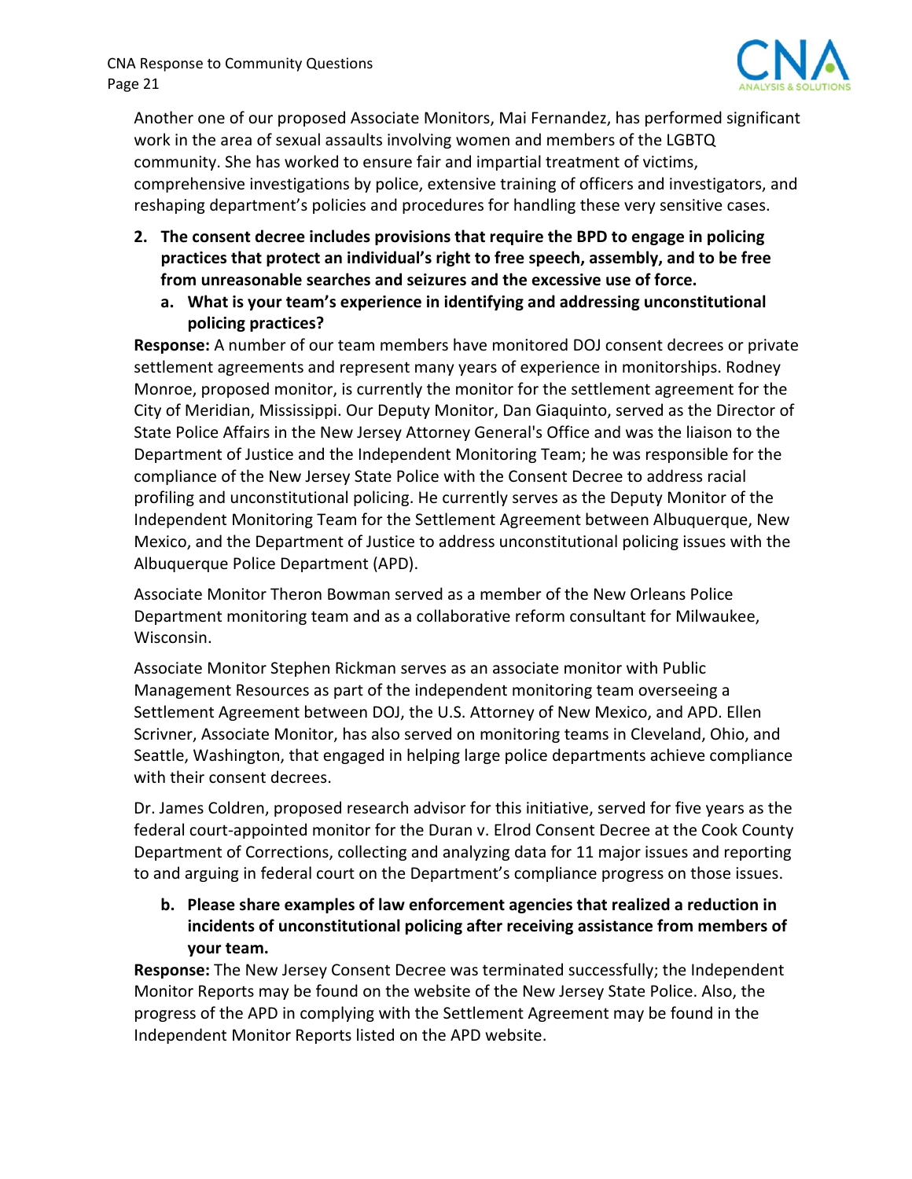Another one of our proposed Associate Monitors, Mai Fernandez, has performed significant work in the area of sexual assaults involving women and members of the LGBTQ community. She has worked to ensure fair and impartial treatment of victims, comprehensive investigations by police, extensive training of officers and investigators, and reshaping department's policies and procedures for handling these very sensitive cases.

2. **The consent decree includes provisions that require the BPD to engage in policing practices that protect an individual's right to free speech, assembly, and to be free from unreasonable searches and seizures and the excessive use of force.**
   a. **What is your team's experience in identifying and addressing unconstitutional policing practices?**

**Response:** A number of our team members have monitored DOJ consent decrees or private settlement agreements and represent many years of experience in monitorships. Rodney Monroe, proposed monitor, is currently the monitor for the settlement agreement for the City of Meridian, Mississippi. Our Deputy Monitor, Dan Giaquinto, served as the Director of State Police Affairs in the New Jersey Attorney General's Office and was the liaison to the Department of Justice and the Independent Monitoring Team; he was responsible for the compliance of the New Jersey State Police with the Consent Decree to address racial profiling and unconstitutional policing. He currently serves as the Deputy Monitor of the Independent Monitoring Team for the Settlement Agreement between Albuquerque, New Mexico, and the Department of Justice to address unconstitutional policing issues with the Albuquerque Police Department (APD).

Associate Monitor Theron Bowman served as a member of the New Orleans Police Department monitoring team and as a collaborative reform consultant for Milwaukee, Wisconsin.

Associate Monitor Stephen Rickman serves as an associate monitor with Public Management Resources as part of the independent monitoring team overseeing a Settlement Agreement between DOJ, the U.S. Attorney of New Mexico, and APD. Ellen Scrivner, Associate Monitor, has also served on monitoring teams in Cleveland, Ohio, and Seattle, Washington, that engaged in helping large police departments achieve compliance with their consent decrees.

Dr. James Coldren, proposed research advisor for this initiative, served for five years as the federal court-appointed monitor for the Duran v. Elrod Consent Decree at the Cook County Department of Corrections, collecting and analyzing data for 11 major issues and reporting to and arguing in federal court on the Department's compliance progress on those issues.

   b. **Please share examples of law enforcement agencies that realized a reduction in incidents of unconstitutional policing after receiving assistance from members of your team.**

**Response:** The New Jersey Consent Decree was terminated successfully; the Independent Monitor Reports may be found on the website of the New Jersey State Police. Also, the progress of the APD in complying with the Settlement Agreement may be found in the Independent Monitor Reports listed on the APD website.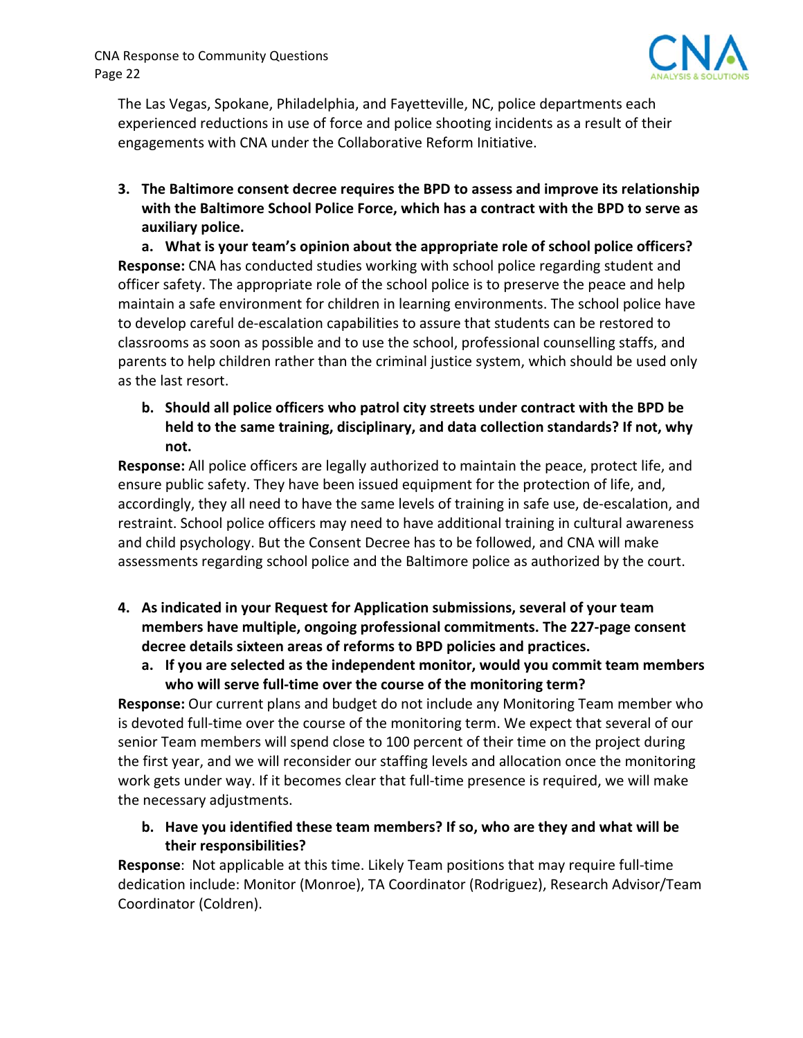The Las Vegas, Spokane, Philadelphia, and Fayetteville, NC, police departments each experienced reductions in use of force and police shooting incidents as a result of their engagements with CNA under the Collaborative Reform Initiative.

3. **The Baltimore consent decree requires the BPD to assess and improve its relationship with the Baltimore School Police Force, which has a contract with the BPD to serve as auxiliary police.**

   a. **What is your team's opinion about the appropriate role of school police officers?**

**Response:** CNA has conducted studies working with school police regarding student and officer safety. The appropriate role of the school police is to preserve the peace and help maintain a safe environment for children in learning environments. The school police have to develop careful de-escalation capabilities to assure that students can be restored to classrooms as soon as possible and to use the school, professional counselling staffs, and parents to help children rather than the criminal justice system, which should be used only as the last resort.

   b. **Should all police officers who patrol city streets under contract with the BPD be held to the same training, disciplinary, and data collection standards? If not, why not.**

**Response:** All police officers are legally authorized to maintain the peace, protect life, and ensure public safety. They have been issued equipment for the protection of life, and, accordingly, they all need to have the same levels of training in safe use, de-escalation, and restraint. School police officers may need to have additional training in cultural awareness and child psychology. But the Consent Decree has to be followed, and CNA will make assessments regarding school police and the Baltimore police as authorized by the court.

4. **As indicated in your Request for Application submissions, several of your team members have multiple, ongoing professional commitments. The 227-page consent decree details sixteen areas of reforms to BPD policies and practices.**

   a. **If you are selected as the independent monitor, would you commit team members who will serve full-time over the course of the monitoring term?**

**Response:** Our current plans and budget do not include any Monitoring Team member who is devoted full-time over the course of the monitoring term. We expect that several of our senior Team members will spend close to 100 percent of their time on the project during the first year, and we will reconsider our staffing levels and allocation once the monitoring work gets under way. If it becomes clear that full-time presence is required, we will make the necessary adjustments.

   b. **Have you identified these team members? If so, who are they and what will be their responsibilities?**

**Response**: Not applicable at this time. Likely Team positions that may require full-time dedication include: Monitor (Monroe), TA Coordinator (Rodriguez), Research Advisor/Team Coordinator (Coldren).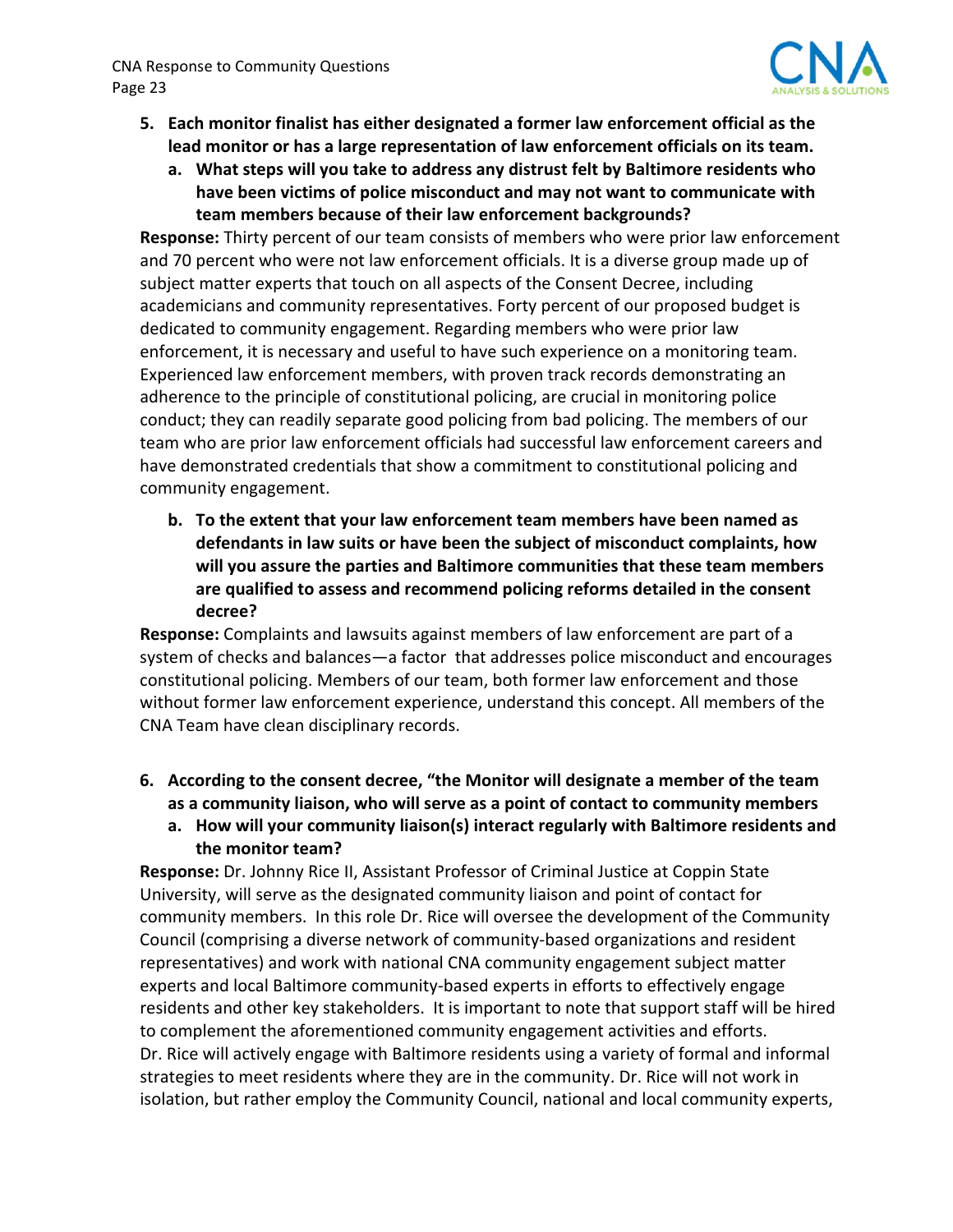5. **Each monitor finalist has either designated a former law enforcement official as the lead monitor or has a large representation of law enforcement officials on its team.**
   a. **What steps will you take to address any distrust felt by Baltimore residents who have been victims of police misconduct and may not want to communicate with team members because of their law enforcement backgrounds?**

**Response:** Thirty percent of our team consists of members who were prior law enforcement and 70 percent who were not law enforcement officials. It is a diverse group made up of subject matter experts that touch on all aspects of the Consent Decree, including academicians and community representatives. Forty percent of our proposed budget is dedicated to community engagement. Regarding members who were prior law enforcement, it is necessary and useful to have such experience on a monitoring team. Experienced law enforcement members, with proven track records demonstrating an adherence to the principle of constitutional policing, are crucial in monitoring police conduct; they can readily separate good policing from bad policing. The members of our team who are prior law enforcement officials had successful law enforcement careers and have demonstrated credentials that show a commitment to constitutional policing and community engagement.

   b. **To the extent that your law enforcement team members have been named as defendants in law suits or have been the subject of misconduct complaints, how will you assure the parties and Baltimore communities that these team members are qualified to assess and recommend policing reforms detailed in the consent decree?**

**Response:** Complaints and lawsuits against members of law enforcement are part of a system of checks and balances—a factor that addresses police misconduct and encourages constitutional policing. Members of our team, both former law enforcement and those without former law enforcement experience, understand this concept. All members of the CNA Team have clean disciplinary records.

6. **According to the consent decree, "the Monitor will designate a member of the team as a community liaison, who will serve as a point of contact to community members**
   a. **How will your community liaison(s) interact regularly with Baltimore residents and the monitor team?**

**Response:** Dr. Johnny Rice II, Assistant Professor of Criminal Justice at Coppin State University, will serve as the designated community liaison and point of contact for community members. In this role Dr. Rice will oversee the development of the Community Council (comprising a diverse network of community-based organizations and resident representatives) and work with national CNA community engagement subject matter experts and local Baltimore community-based experts in efforts to effectively engage residents and other key stakeholders. It is important to note that support staff will be hired to complement the aforementioned community engagement activities and efforts.
Dr. Rice will actively engage with Baltimore residents using a variety of formal and informal strategies to meet residents where they are in the community. Dr. Rice will not work in isolation, but rather employ the Community Council, national and local community experts,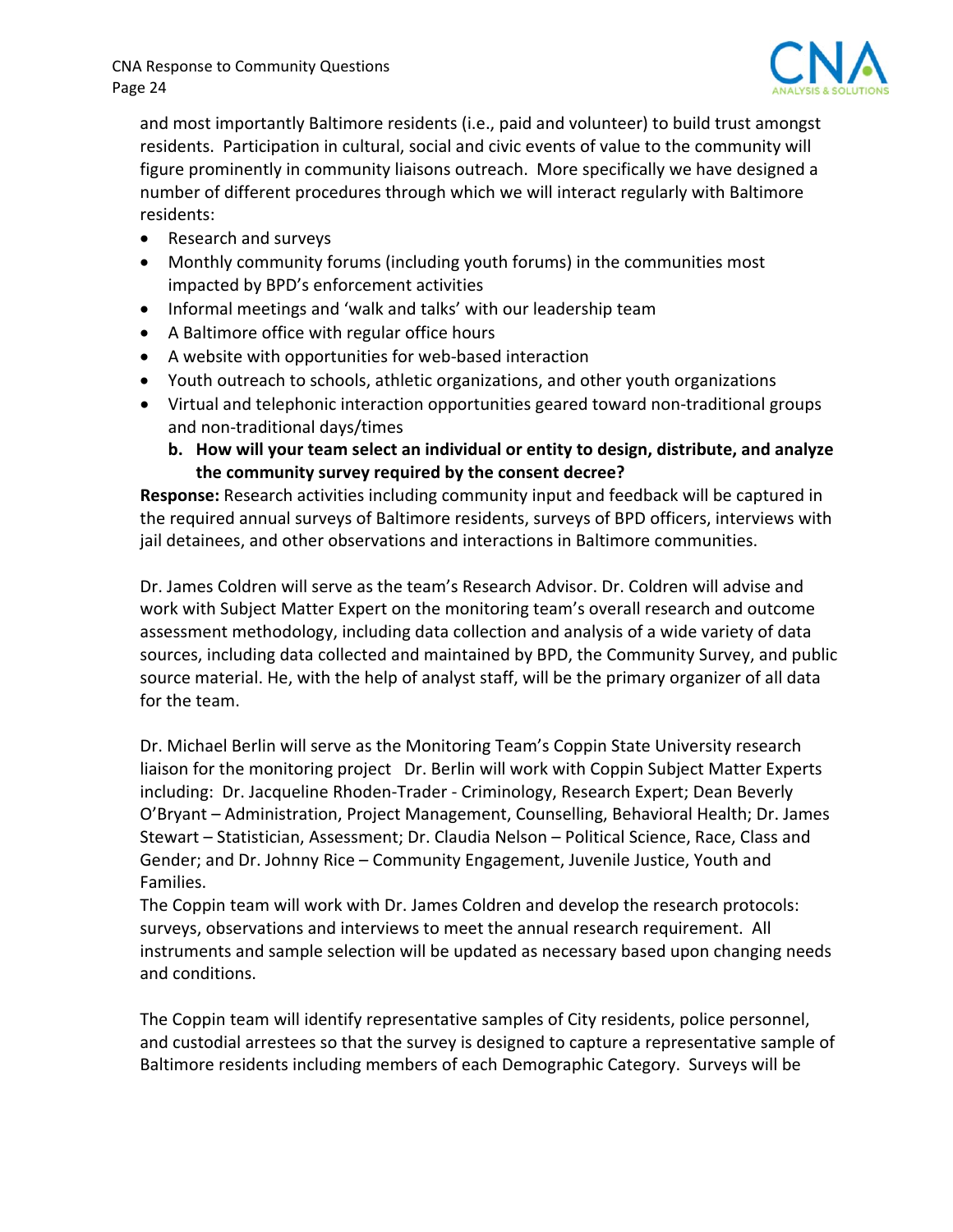and most importantly Baltimore residents (i.e., paid and volunteer) to build trust amongst residents. Participation in cultural, social and civic events of value to the community will figure prominently in community liaisons outreach. More specifically we have designed a number of different procedures through which we will interact regularly with Baltimore residents:

- Research and surveys
- Monthly community forums (including youth forums) in the communities most impacted by BPD's enforcement activities
- Informal meetings and 'walk and talks' with our leadership team
- A Baltimore office with regular office hours
- A website with opportunities for web-based interaction
- Youth outreach to schools, athletic organizations, and other youth organizations
- Virtual and telephonic interaction opportunities geared toward non-traditional groups and non-traditional days/times

**b. How will your team select an individual or entity to design, distribute, and analyze the community survey required by the consent decree?**

**Response:** Research activities including community input and feedback will be captured in the required annual surveys of Baltimore residents, surveys of BPD officers, interviews with jail detainees, and other observations and interactions in Baltimore communities.

Dr. James Coldren will serve as the team's Research Advisor. Dr. Coldren will advise and work with Subject Matter Expert on the monitoring team's overall research and outcome assessment methodology, including data collection and analysis of a wide variety of data sources, including data collected and maintained by BPD, the Community Survey, and public source material. He, with the help of analyst staff, will be the primary organizer of all data for the team.

Dr. Michael Berlin will serve as the Monitoring Team's Coppin State University research liaison for the monitoring project Dr. Berlin will work with Coppin Subject Matter Experts including: Dr. Jacqueline Rhoden-Trader - Criminology, Research Expert; Dean Beverly O'Bryant – Administration, Project Management, Counselling, Behavioral Health; Dr. James Stewart – Statistician, Assessment; Dr. Claudia Nelson – Political Science, Race, Class and Gender; and Dr. Johnny Rice – Community Engagement, Juvenile Justice, Youth and Families.

The Coppin team will work with Dr. James Coldren and develop the research protocols: surveys, observations and interviews to meet the annual research requirement. All instruments and sample selection will be updated as necessary based upon changing needs and conditions.

The Coppin team will identify representative samples of City residents, police personnel, and custodial arrestees so that the survey is designed to capture a representative sample of Baltimore residents including members of each Demographic Category. Surveys will be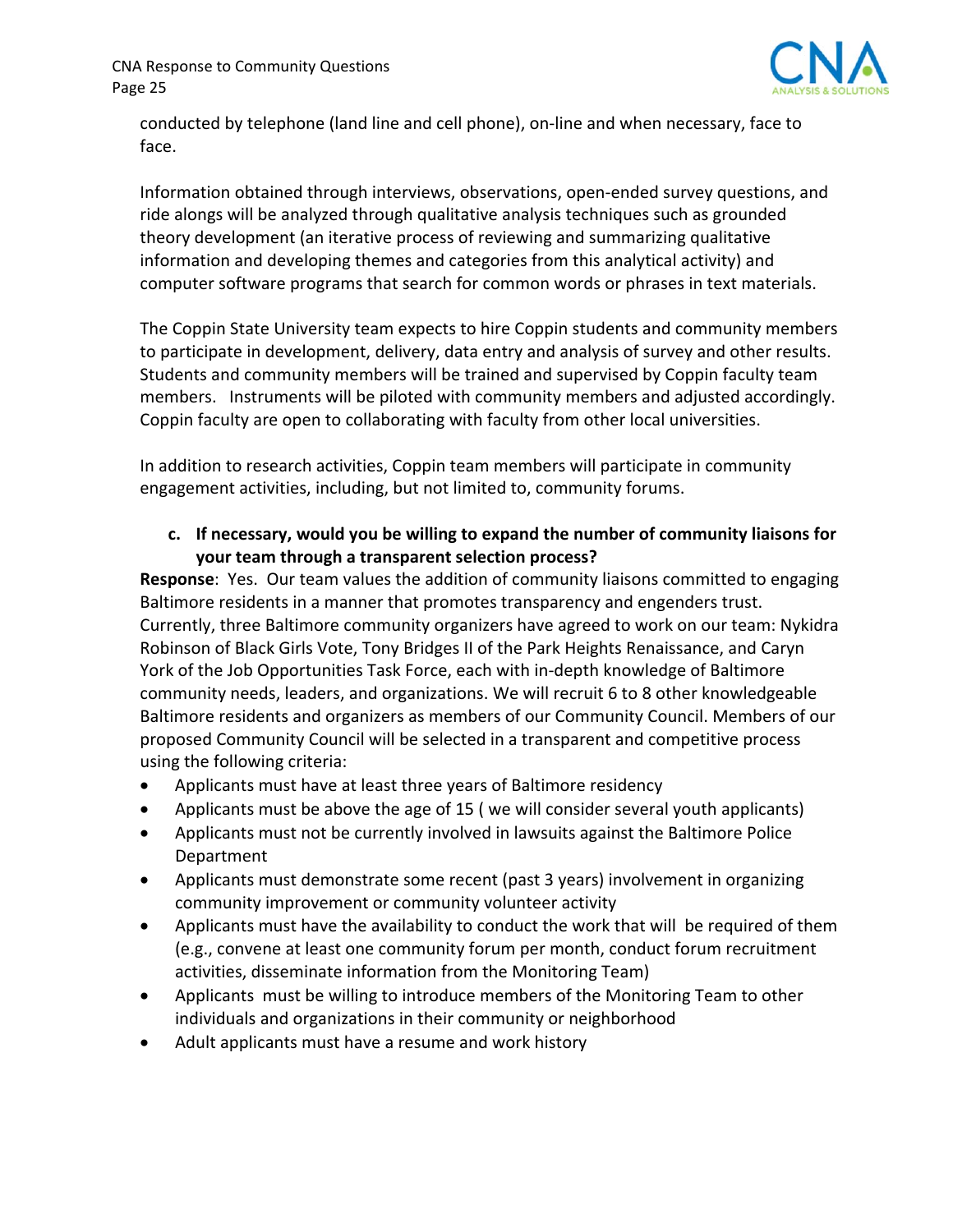conducted by telephone (land line and cell phone), on-line and when necessary, face to face.

Information obtained through interviews, observations, open-ended survey questions, and ride alongs will be analyzed through qualitative analysis techniques such as grounded theory development (an iterative process of reviewing and summarizing qualitative information and developing themes and categories from this analytical activity) and computer software programs that search for common words or phrases in text materials.

The Coppin State University team expects to hire Coppin students and community members to participate in development, delivery, data entry and analysis of survey and other results. Students and community members will be trained and supervised by Coppin faculty team members. Instruments will be piloted with community members and adjusted accordingly. Coppin faculty are open to collaborating with faculty from other local universities.

In addition to research activities, Coppin team members will participate in community engagement activities, including, but not limited to, community forums.

**c. If necessary, would you be willing to expand the number of community liaisons for your team through a transparent selection process?**

**Response**: Yes. Our team values the addition of community liaisons committed to engaging Baltimore residents in a manner that promotes transparency and engenders trust. Currently, three Baltimore community organizers have agreed to work on our team: Nykidra Robinson of Black Girls Vote, Tony Bridges II of the Park Heights Renaissance, and Caryn York of the Job Opportunities Task Force, each with in-depth knowledge of Baltimore community needs, leaders, and organizations. We will recruit 6 to 8 other knowledgeable Baltimore residents and organizers as members of our Community Council. Members of our proposed Community Council will be selected in a transparent and competitive process using the following criteria:

- Applicants must have at least three years of Baltimore residency
- Applicants must be above the age of 15 ( we will consider several youth applicants)
- Applicants must not be currently involved in lawsuits against the Baltimore Police Department
- Applicants must demonstrate some recent (past 3 years) involvement in organizing community improvement or community volunteer activity
- Applicants must have the availability to conduct the work that will be required of them (e.g., convene at least one community forum per month, conduct forum recruitment activities, disseminate information from the Monitoring Team)
- Applicants must be willing to introduce members of the Monitoring Team to other individuals and organizations in their community or neighborhood
- Adult applicants must have a resume and work history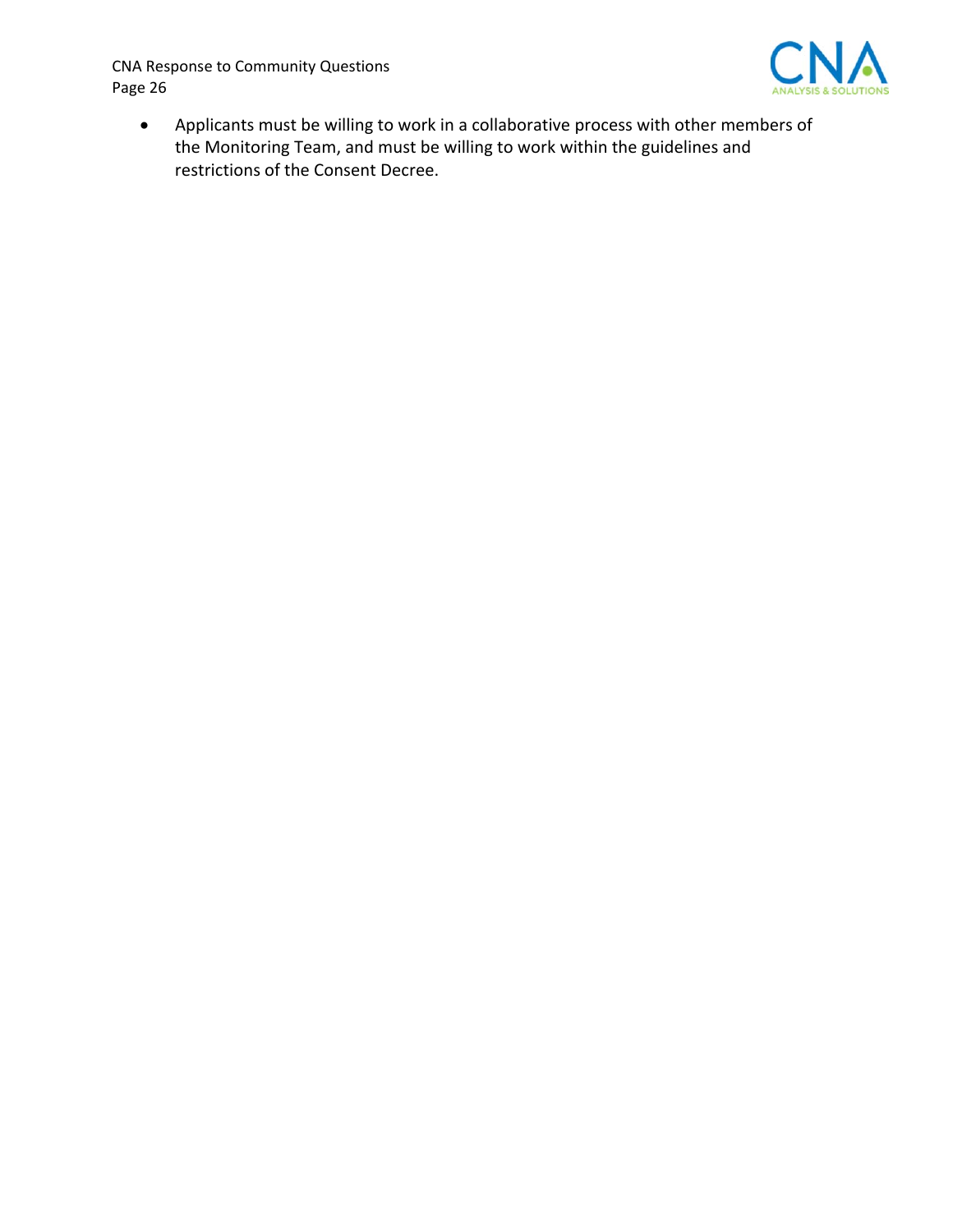- Applicants must be willing to work in a collaborative process with other members of the Monitoring Team, and must be willing to work within the guidelines and restrictions of the Consent Decree.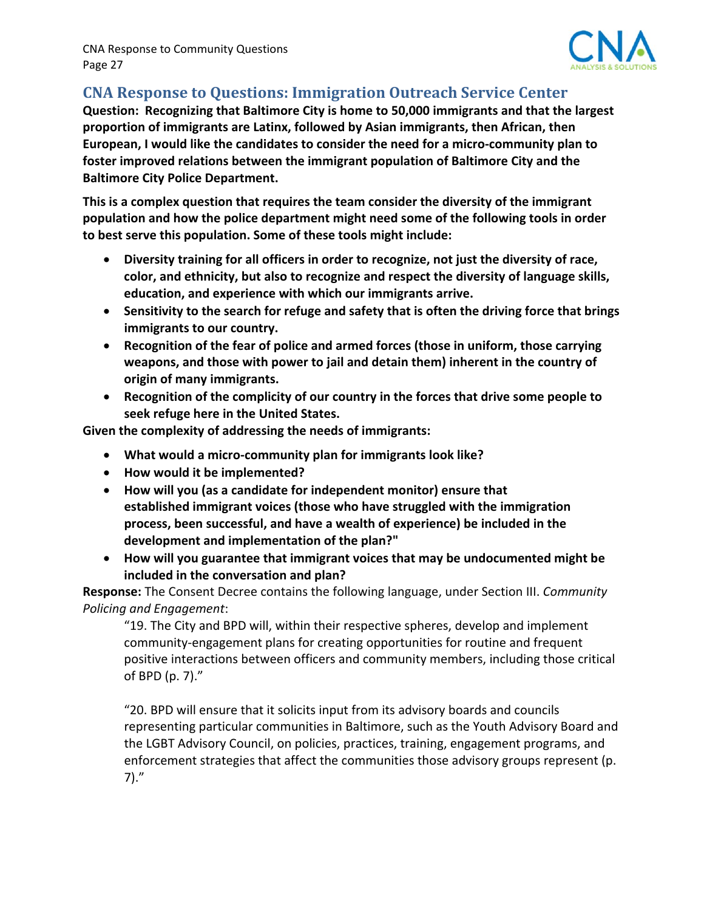## CNA Response to Questions: Immigration Outreach Service Center

**Question: Recognizing that Baltimore City is home to 50,000 immigrants and that the largest proportion of immigrants are Latinx, followed by Asian immigrants, then African, then European, I would like the candidates to consider the need for a micro-community plan to foster improved relations between the immigrant population of Baltimore City and the Baltimore City Police Department.**

**This is a complex question that requires the team consider the diversity of the immigrant population and how the police department might need some of the following tools in order to best serve this population. Some of these tools might include:**

- **Diversity training for all officers in order to recognize, not just the diversity of race, color, and ethnicity, but also to recognize and respect the diversity of language skills, education, and experience with which our immigrants arrive.**
- **Sensitivity to the search for refuge and safety that is often the driving force that brings immigrants to our country.**
- **Recognition of the fear of police and armed forces (those in uniform, those carrying weapons, and those with power to jail and detain them) inherent in the country of origin of many immigrants.**
- **Recognition of the complicity of our country in the forces that drive some people to seek refuge here in the United States.**

**Given the complexity of addressing the needs of immigrants:**

- **What would a micro-community plan for immigrants look like?**
- **How would it be implemented?**
- **How will you (as a candidate for independent monitor) ensure that established immigrant voices (those who have struggled with the immigration process, been successful, and have a wealth of experience) be included in the development and implementation of the plan?"**
- **How will you guarantee that immigrant voices that may be undocumented might be included in the conversation and plan?**

**Response:** The Consent Decree contains the following language, under Section III. *Community Policing and Engagement*:

> "19. The City and BPD will, within their respective spheres, develop and implement community-engagement plans for creating opportunities for routine and frequent positive interactions between officers and community members, including those critical of BPD (p. 7)."
>
> "20. BPD will ensure that it solicits input from its advisory boards and councils representing particular communities in Baltimore, such as the Youth Advisory Board and the LGBT Advisory Council, on policies, practices, training, engagement programs, and enforcement strategies that affect the communities those advisory groups represent (p. 7)."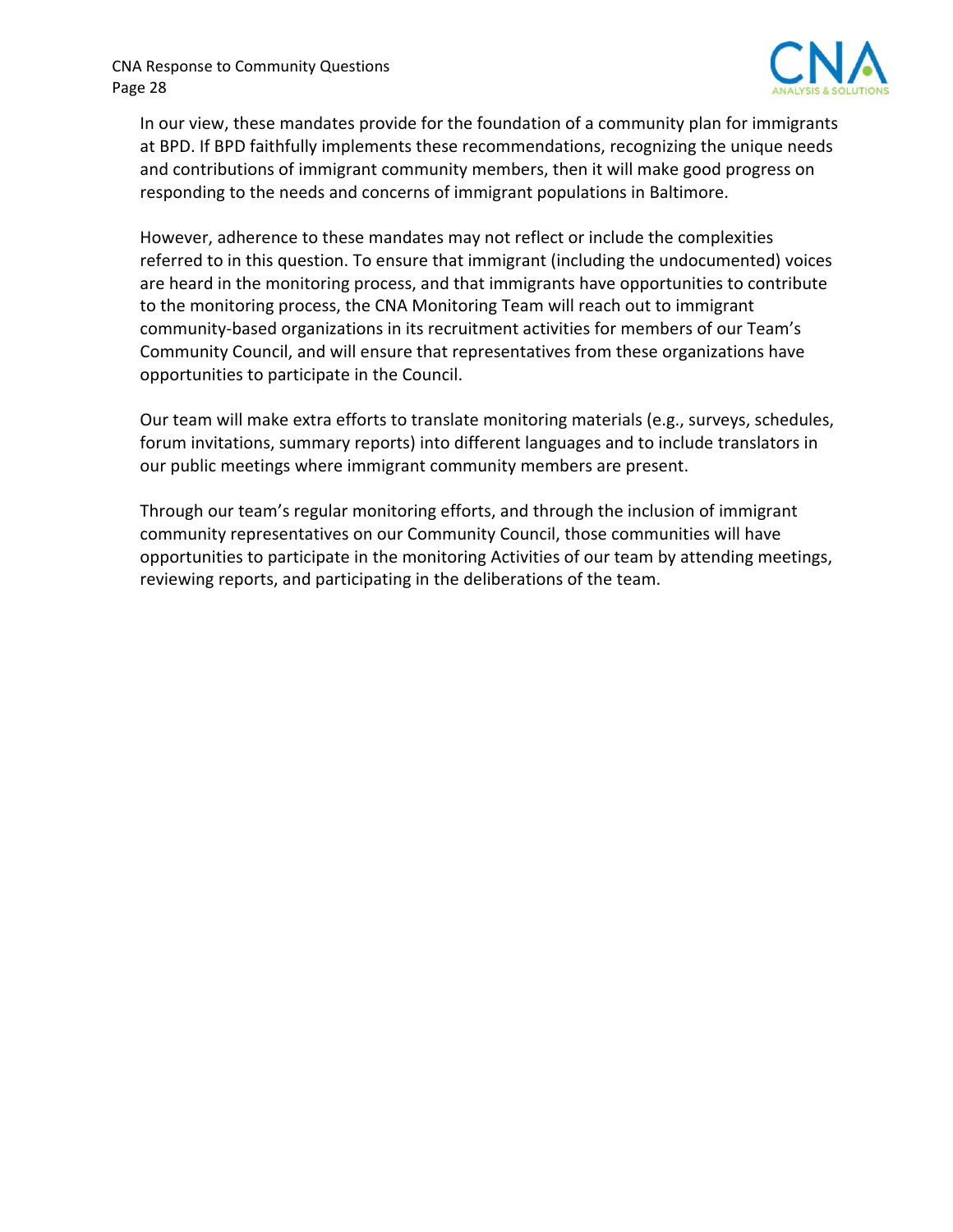In our view, these mandates provide for the foundation of a community plan for immigrants at BPD. If BPD faithfully implements these recommendations, recognizing the unique needs and contributions of immigrant community members, then it will make good progress on responding to the needs and concerns of immigrant populations in Baltimore.

However, adherence to these mandates may not reflect or include the complexities referred to in this question. To ensure that immigrant (including the undocumented) voices are heard in the monitoring process, and that immigrants have opportunities to contribute to the monitoring process, the CNA Monitoring Team will reach out to immigrant community-based organizations in its recruitment activities for members of our Team's Community Council, and will ensure that representatives from these organizations have opportunities to participate in the Council.

Our team will make extra efforts to translate monitoring materials (e.g., surveys, schedules, forum invitations, summary reports) into different languages and to include translators in our public meetings where immigrant community members are present.

Through our team's regular monitoring efforts, and through the inclusion of immigrant community representatives on our Community Council, those communities will have opportunities to participate in the monitoring Activities of our team by attending meetings, reviewing reports, and participating in the deliberations of the team.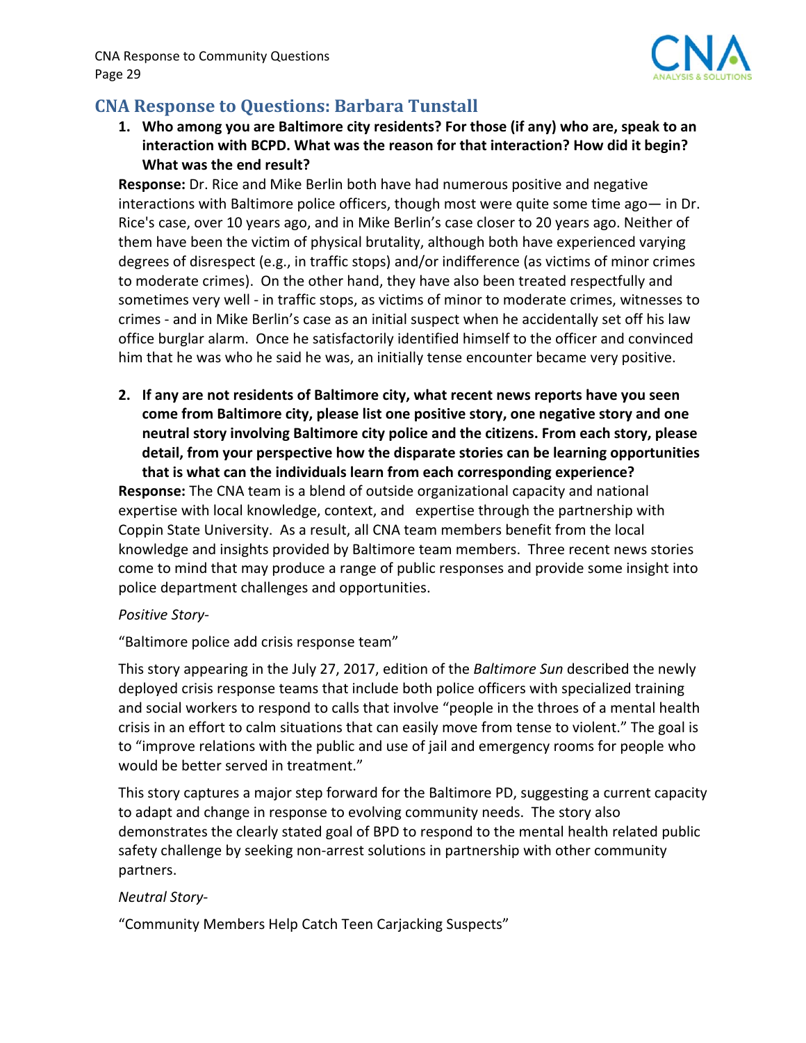## CNA Response to Questions: Barbara Tunstall

1. **Who among you are Baltimore city residents? For those (if any) who are, speak to an interaction with BCPD. What was the reason for that interaction? How did it begin? What was the end result?**

**Response:** Dr. Rice and Mike Berlin both have had numerous positive and negative interactions with Baltimore police officers, though most were quite some time ago— in Dr. Rice's case, over 10 years ago, and in Mike Berlin's case closer to 20 years ago. Neither of them have been the victim of physical brutality, although both have experienced varying degrees of disrespect (e.g., in traffic stops) and/or indifference (as victims of minor crimes to moderate crimes). On the other hand, they have also been treated respectfully and sometimes very well - in traffic stops, as victims of minor to moderate crimes, witnesses to crimes - and in Mike Berlin's case as an initial suspect when he accidentally set off his law office burglar alarm. Once he satisfactorily identified himself to the officer and convinced him that he was who he said he was, an initially tense encounter became very positive.

2. **If any are not residents of Baltimore city, what recent news reports have you seen come from Baltimore city, please list one positive story, one negative story and one neutral story involving Baltimore city police and the citizens. From each story, please detail, from your perspective how the disparate stories can be learning opportunities that is what can the individuals learn from each corresponding experience?**

**Response:** The CNA team is a blend of outside organizational capacity and national expertise with local knowledge, context, and expertise through the partnership with Coppin State University. As a result, all CNA team members benefit from the local knowledge and insights provided by Baltimore team members. Three recent news stories come to mind that may produce a range of public responses and provide some insight into police department challenges and opportunities.

*Positive Story-*

"Baltimore police add crisis response team"

This story appearing in the July 27, 2017, edition of the *Baltimore Sun* described the newly deployed crisis response teams that include both police officers with specialized training and social workers to respond to calls that involve "people in the throes of a mental health crisis in an effort to calm situations that can easily move from tense to violent." The goal is to "improve relations with the public and use of jail and emergency rooms for people who would be better served in treatment."

This story captures a major step forward for the Baltimore PD, suggesting a current capacity to adapt and change in response to evolving community needs. The story also demonstrates the clearly stated goal of BPD to respond to the mental health related public safety challenge by seeking non-arrest solutions in partnership with other community partners.

*Neutral Story-*

"Community Members Help Catch Teen Carjacking Suspects"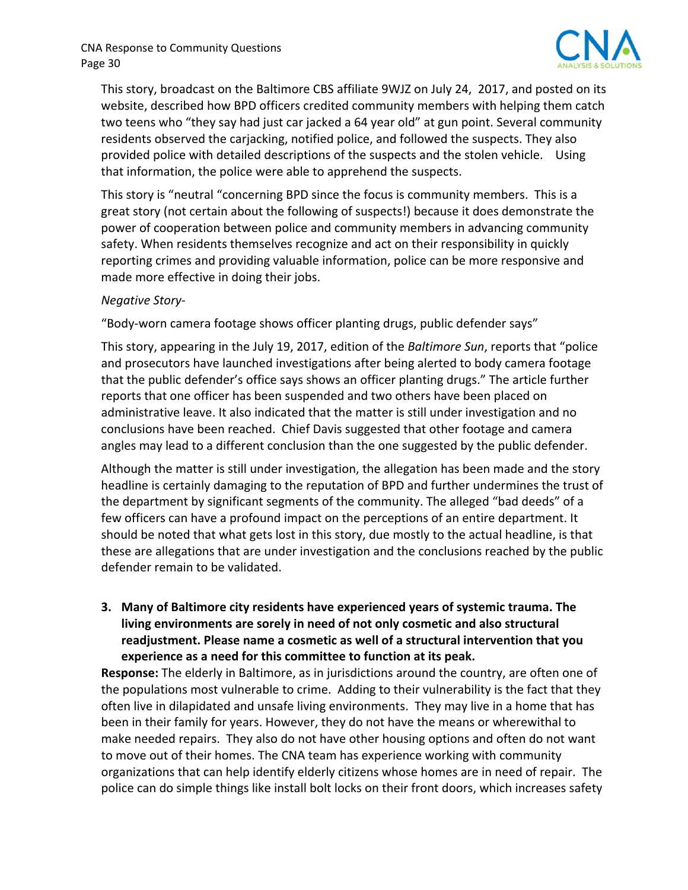This story, broadcast on the Baltimore CBS affiliate 9WJZ on July 24, 2017, and posted on its website, described how BPD officers credited community members with helping them catch two teens who "they say had just car jacked a 64 year old" at gun point. Several community residents observed the carjacking, notified police, and followed the suspects. They also provided police with detailed descriptions of the suspects and the stolen vehicle. Using that information, the police were able to apprehend the suspects.

This story is "neutral "concerning BPD since the focus is community members. This is a great story (not certain about the following of suspects!) because it does demonstrate the power of cooperation between police and community members in advancing community safety. When residents themselves recognize and act on their responsibility in quickly reporting crimes and providing valuable information, police can be more responsive and made more effective in doing their jobs.

*Negative Story-*

"Body-worn camera footage shows officer planting drugs, public defender says"

This story, appearing in the July 19, 2017, edition of the *Baltimore Sun*, reports that "police and prosecutors have launched investigations after being alerted to body camera footage that the public defender's office says shows an officer planting drugs." The article further reports that one officer has been suspended and two others have been placed on administrative leave. It also indicated that the matter is still under investigation and no conclusions have been reached. Chief Davis suggested that other footage and camera angles may lead to a different conclusion than the one suggested by the public defender.

Although the matter is still under investigation, the allegation has been made and the story headline is certainly damaging to the reputation of BPD and further undermines the trust of the department by significant segments of the community. The alleged "bad deeds" of a few officers can have a profound impact on the perceptions of an entire department. It should be noted that what gets lost in this story, due mostly to the actual headline, is that these are allegations that are under investigation and the conclusions reached by the public defender remain to be validated.

3. **Many of Baltimore city residents have experienced years of systemic trauma. The living environments are sorely in need of not only cosmetic and also structural readjustment. Please name a cosmetic as well of a structural intervention that you experience as a need for this committee to function at its peak.**

**Response:** The elderly in Baltimore, as in jurisdictions around the country, are often one of the populations most vulnerable to crime. Adding to their vulnerability is the fact that they often live in dilapidated and unsafe living environments. They may live in a home that has been in their family for years. However, they do not have the means or wherewithal to make needed repairs. They also do not have other housing options and often do not want to move out of their homes. The CNA team has experience working with community organizations that can help identify elderly citizens whose homes are in need of repair. The police can do simple things like install bolt locks on their front doors, which increases safety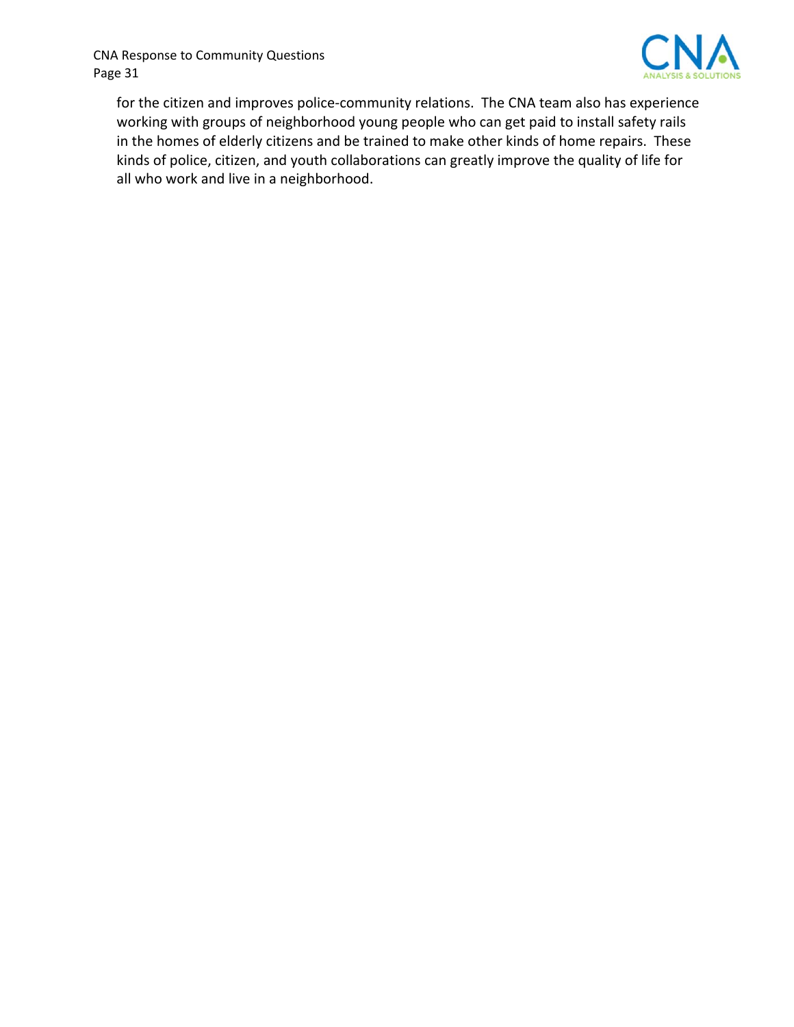for the citizen and improves police-community relations. The CNA team also has experience working with groups of neighborhood young people who can get paid to install safety rails in the homes of elderly citizens and be trained to make other kinds of home repairs. These kinds of police, citizen, and youth collaborations can greatly improve the quality of life for all who work and live in a neighborhood.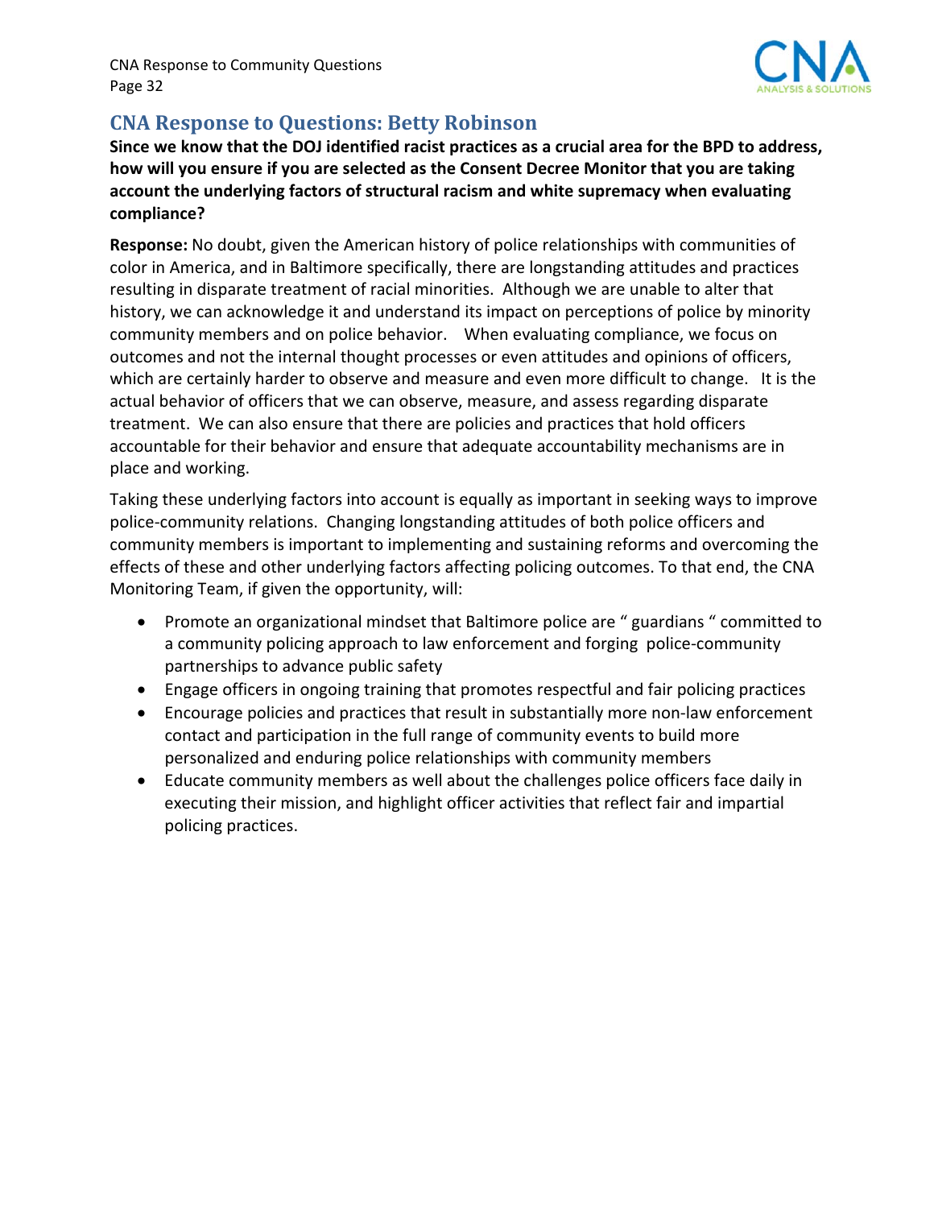## CNA Response to Questions: Betty Robinson

**Since we know that the DOJ identified racist practices as a crucial area for the BPD to address, how will you ensure if you are selected as the Consent Decree Monitor that you are taking account the underlying factors of structural racism and white supremacy when evaluating compliance?**

**Response:** No doubt, given the American history of police relationships with communities of color in America, and in Baltimore specifically, there are longstanding attitudes and practices resulting in disparate treatment of racial minorities. Although we are unable to alter that history, we can acknowledge it and understand its impact on perceptions of police by minority community members and on police behavior. When evaluating compliance, we focus on outcomes and not the internal thought processes or even attitudes and opinions of officers, which are certainly harder to observe and measure and even more difficult to change. It is the actual behavior of officers that we can observe, measure, and assess regarding disparate treatment. We can also ensure that there are policies and practices that hold officers accountable for their behavior and ensure that adequate accountability mechanisms are in place and working.

Taking these underlying factors into account is equally as important in seeking ways to improve police-community relations. Changing longstanding attitudes of both police officers and community members is important to implementing and sustaining reforms and overcoming the effects of these and other underlying factors affecting policing outcomes. To that end, the CNA Monitoring Team, if given the opportunity, will:

- Promote an organizational mindset that Baltimore police are " guardians " committed to a community policing approach to law enforcement and forging police-community partnerships to advance public safety
- Engage officers in ongoing training that promotes respectful and fair policing practices
- Encourage policies and practices that result in substantially more non-law enforcement contact and participation in the full range of community events to build more personalized and enduring police relationships with community members
- Educate community members as well about the challenges police officers face daily in executing their mission, and highlight officer activities that reflect fair and impartial policing practices.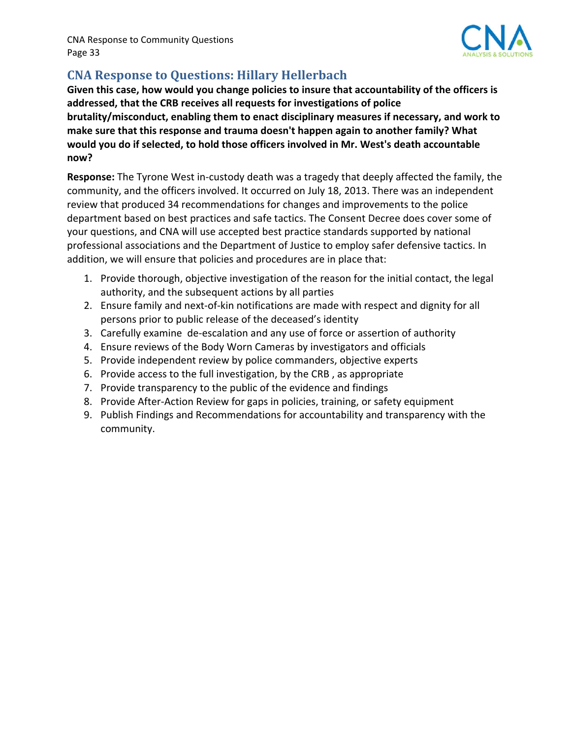## CNA Response to Questions: Hillary Hellerbach

**Given this case, how would you change policies to insure that accountability of the officers is addressed, that the CRB receives all requests for investigations of police brutality/misconduct, enabling them to enact disciplinary measures if necessary, and work to make sure that this response and trauma doesn't happen again to another family? What would you do if selected, to hold those officers involved in Mr. West's death accountable now?**

**Response:** The Tyrone West in-custody death was a tragedy that deeply affected the family, the community, and the officers involved. It occurred on July 18, 2013. There was an independent review that produced 34 recommendations for changes and improvements to the police department based on best practices and safe tactics. The Consent Decree does cover some of your questions, and CNA will use accepted best practice standards supported by national professional associations and the Department of Justice to employ safer defensive tactics. In addition, we will ensure that policies and procedures are in place that:

1. Provide thorough, objective investigation of the reason for the initial contact, the legal authority, and the subsequent actions by all parties
2. Ensure family and next-of-kin notifications are made with respect and dignity for all persons prior to public release of the deceased's identity
3. Carefully examine de-escalation and any use of force or assertion of authority
4. Ensure reviews of the Body Worn Cameras by investigators and officials
5. Provide independent review by police commanders, objective experts
6. Provide access to the full investigation, by the CRB , as appropriate
7. Provide transparency to the public of the evidence and findings
8. Provide After-Action Review for gaps in policies, training, or safety equipment
9. Publish Findings and Recommendations for accountability and transparency with the community.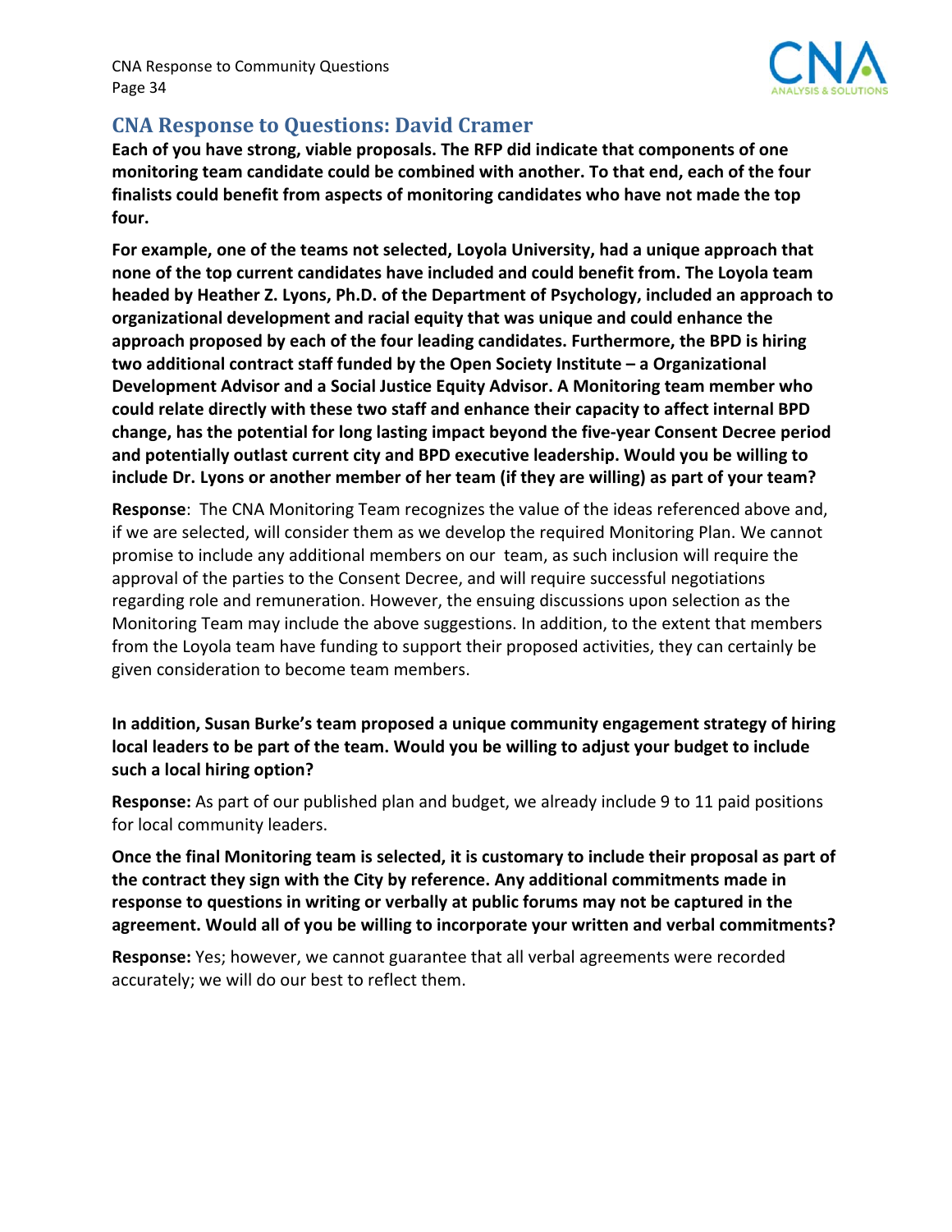## CNA Response to Questions: David Cramer

**Each of you have strong, viable proposals. The RFP did indicate that components of one monitoring team candidate could be combined with another. To that end, each of the four finalists could benefit from aspects of monitoring candidates who have not made the top four.**

**For example, one of the teams not selected, Loyola University, had a unique approach that none of the top current candidates have included and could benefit from. The Loyola team headed by Heather Z. Lyons, Ph.D. of the Department of Psychology, included an approach to organizational development and racial equity that was unique and could enhance the approach proposed by each of the four leading candidates. Furthermore, the BPD is hiring two additional contract staff funded by the Open Society Institute – a Organizational Development Advisor and a Social Justice Equity Advisor. A Monitoring team member who could relate directly with these two staff and enhance their capacity to affect internal BPD change, has the potential for long lasting impact beyond the five-year Consent Decree period and potentially outlast current city and BPD executive leadership. Would you be willing to include Dr. Lyons or another member of her team (if they are willing) as part of your team?**

**Response**: The CNA Monitoring Team recognizes the value of the ideas referenced above and, if we are selected, will consider them as we develop the required Monitoring Plan. We cannot promise to include any additional members on our team, as such inclusion will require the approval of the parties to the Consent Decree, and will require successful negotiations regarding role and remuneration. However, the ensuing discussions upon selection as the Monitoring Team may include the above suggestions. In addition, to the extent that members from the Loyola team have funding to support their proposed activities, they can certainly be given consideration to become team members.

**In addition, Susan Burke's team proposed a unique community engagement strategy of hiring local leaders to be part of the team. Would you be willing to adjust your budget to include such a local hiring option?**

**Response:** As part of our published plan and budget, we already include 9 to 11 paid positions for local community leaders.

**Once the final Monitoring team is selected, it is customary to include their proposal as part of the contract they sign with the City by reference. Any additional commitments made in response to questions in writing or verbally at public forums may not be captured in the agreement. Would all of you be willing to incorporate your written and verbal commitments?**

**Response:** Yes; however, we cannot guarantee that all verbal agreements were recorded accurately; we will do our best to reflect them.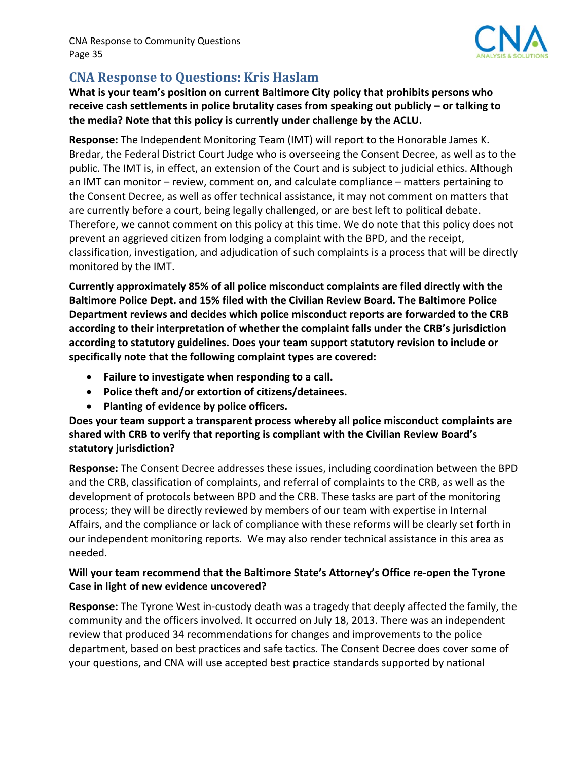## CNA Response to Questions: Kris Haslam

**What is your team's position on current Baltimore City policy that prohibits persons who receive cash settlements in police brutality cases from speaking out publicly – or talking to the media? Note that this policy is currently under challenge by the ACLU.**

**Response:** The Independent Monitoring Team (IMT) will report to the Honorable James K. Bredar, the Federal District Court Judge who is overseeing the Consent Decree, as well as to the public. The IMT is, in effect, an extension of the Court and is subject to judicial ethics. Although an IMT can monitor – review, comment on, and calculate compliance – matters pertaining to the Consent Decree, as well as offer technical assistance, it may not comment on matters that are currently before a court, being legally challenged, or are best left to political debate. Therefore, we cannot comment on this policy at this time. We do note that this policy does not prevent an aggrieved citizen from lodging a complaint with the BPD, and the receipt, classification, investigation, and adjudication of such complaints is a process that will be directly monitored by the IMT.

**Currently approximately 85% of all police misconduct complaints are filed directly with the Baltimore Police Dept. and 15% filed with the Civilian Review Board. The Baltimore Police Department reviews and decides which police misconduct reports are forwarded to the CRB according to their interpretation of whether the complaint falls under the CRB's jurisdiction according to statutory guidelines. Does your team support statutory revision to include or specifically note that the following complaint types are covered:**

- **Failure to investigate when responding to a call.**
- **Police theft and/or extortion of citizens/detainees.**
- **Planting of evidence by police officers.**

**Does your team support a transparent process whereby all police misconduct complaints are shared with CRB to verify that reporting is compliant with the Civilian Review Board's statutory jurisdiction?**

**Response:** The Consent Decree addresses these issues, including coordination between the BPD and the CRB, classification of complaints, and referral of complaints to the CRB, as well as the development of protocols between BPD and the CRB. These tasks are part of the monitoring process; they will be directly reviewed by members of our team with expertise in Internal Affairs, and the compliance or lack of compliance with these reforms will be clearly set forth in our independent monitoring reports. We may also render technical assistance in this area as needed.

**Will your team recommend that the Baltimore State's Attorney's Office re-open the Tyrone Case in light of new evidence uncovered?**

**Response:** The Tyrone West in-custody death was a tragedy that deeply affected the family, the community and the officers involved. It occurred on July 18, 2013. There was an independent review that produced 34 recommendations for changes and improvements to the police department, based on best practices and safe tactics. The Consent Decree does cover some of your questions, and CNA will use accepted best practice standards supported by national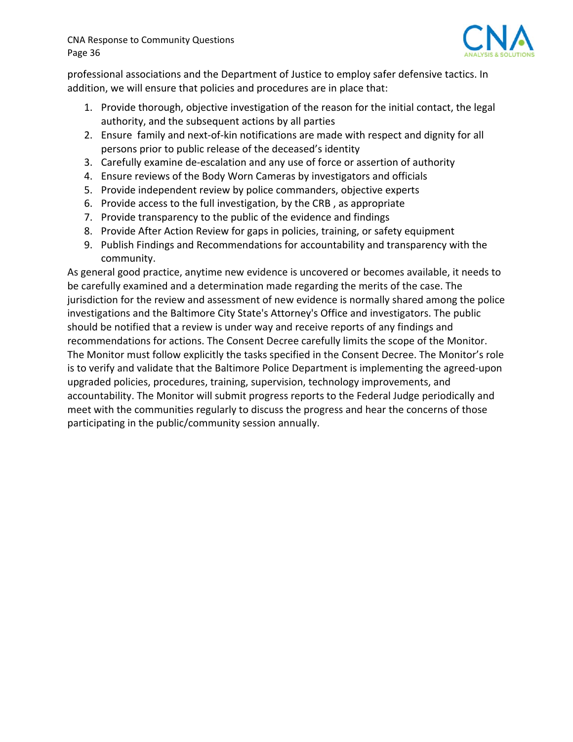professional associations and the Department of Justice to employ safer defensive tactics. In addition, we will ensure that policies and procedures are in place that:

1. Provide thorough, objective investigation of the reason for the initial contact, the legal authority, and the subsequent actions by all parties
2. Ensure family and next-of-kin notifications are made with respect and dignity for all persons prior to public release of the deceased's identity
3. Carefully examine de-escalation and any use of force or assertion of authority
4. Ensure reviews of the Body Worn Cameras by investigators and officials
5. Provide independent review by police commanders, objective experts
6. Provide access to the full investigation, by the CRB , as appropriate
7. Provide transparency to the public of the evidence and findings
8. Provide After Action Review for gaps in policies, training, or safety equipment
9. Publish Findings and Recommendations for accountability and transparency with the community.

As general good practice, anytime new evidence is uncovered or becomes available, it needs to be carefully examined and a determination made regarding the merits of the case. The jurisdiction for the review and assessment of new evidence is normally shared among the police investigations and the Baltimore City State's Attorney's Office and investigators. The public should be notified that a review is under way and receive reports of any findings and recommendations for actions. The Consent Decree carefully limits the scope of the Monitor. The Monitor must follow explicitly the tasks specified in the Consent Decree. The Monitor's role is to verify and validate that the Baltimore Police Department is implementing the agreed-upon upgraded policies, procedures, training, supervision, technology improvements, and accountability. The Monitor will submit progress reports to the Federal Judge periodically and meet with the communities regularly to discuss the progress and hear the concerns of those participating in the public/community session annually.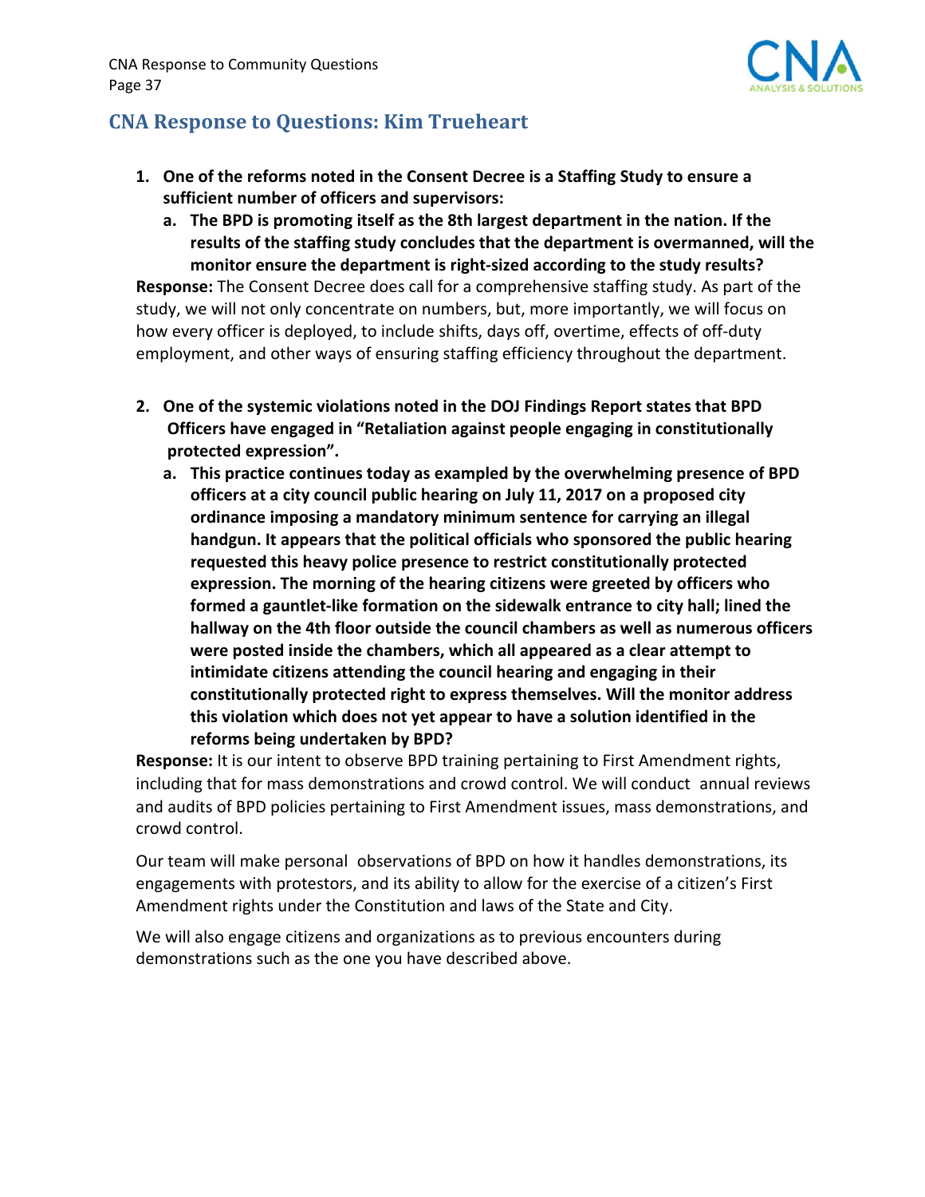## CNA Response to Questions: Kim Trueheart

1. **One of the reforms noted in the Consent Decree is a Staffing Study to ensure a sufficient number of officers and supervisors:**
   a. **The BPD is promoting itself as the 8th largest department in the nation. If the results of the staffing study concludes that the department is overmanned, will the monitor ensure the department is right-sized according to the study results?**

**Response:** The Consent Decree does call for a comprehensive staffing study. As part of the study, we will not only concentrate on numbers, but, more importantly, we will focus on how every officer is deployed, to include shifts, days off, overtime, effects of off-duty employment, and other ways of ensuring staffing efficiency throughout the department.

2. **One of the systemic violations noted in the DOJ Findings Report states that BPD Officers have engaged in "Retaliation against people engaging in constitutionally protected expression".**
   a. **This practice continues today as exampled by the overwhelming presence of BPD officers at a city council public hearing on July 11, 2017 on a proposed city ordinance imposing a mandatory minimum sentence for carrying an illegal handgun. It appears that the political officials who sponsored the public hearing requested this heavy police presence to restrict constitutionally protected expression. The morning of the hearing citizens were greeted by officers who formed a gauntlet-like formation on the sidewalk entrance to city hall; lined the hallway on the 4th floor outside the council chambers as well as numerous officers were posted inside the chambers, which all appeared as a clear attempt to intimidate citizens attending the council hearing and engaging in their constitutionally protected right to express themselves. Will the monitor address this violation which does not yet appear to have a solution identified in the reforms being undertaken by BPD?**

**Response:** It is our intent to observe BPD training pertaining to First Amendment rights, including that for mass demonstrations and crowd control. We will conduct annual reviews and audits of BPD policies pertaining to First Amendment issues, mass demonstrations, and crowd control.

Our team will make personal observations of BPD on how it handles demonstrations, its engagements with protestors, and its ability to allow for the exercise of a citizen's First Amendment rights under the Constitution and laws of the State and City.

We will also engage citizens and organizations as to previous encounters during demonstrations such as the one you have described above.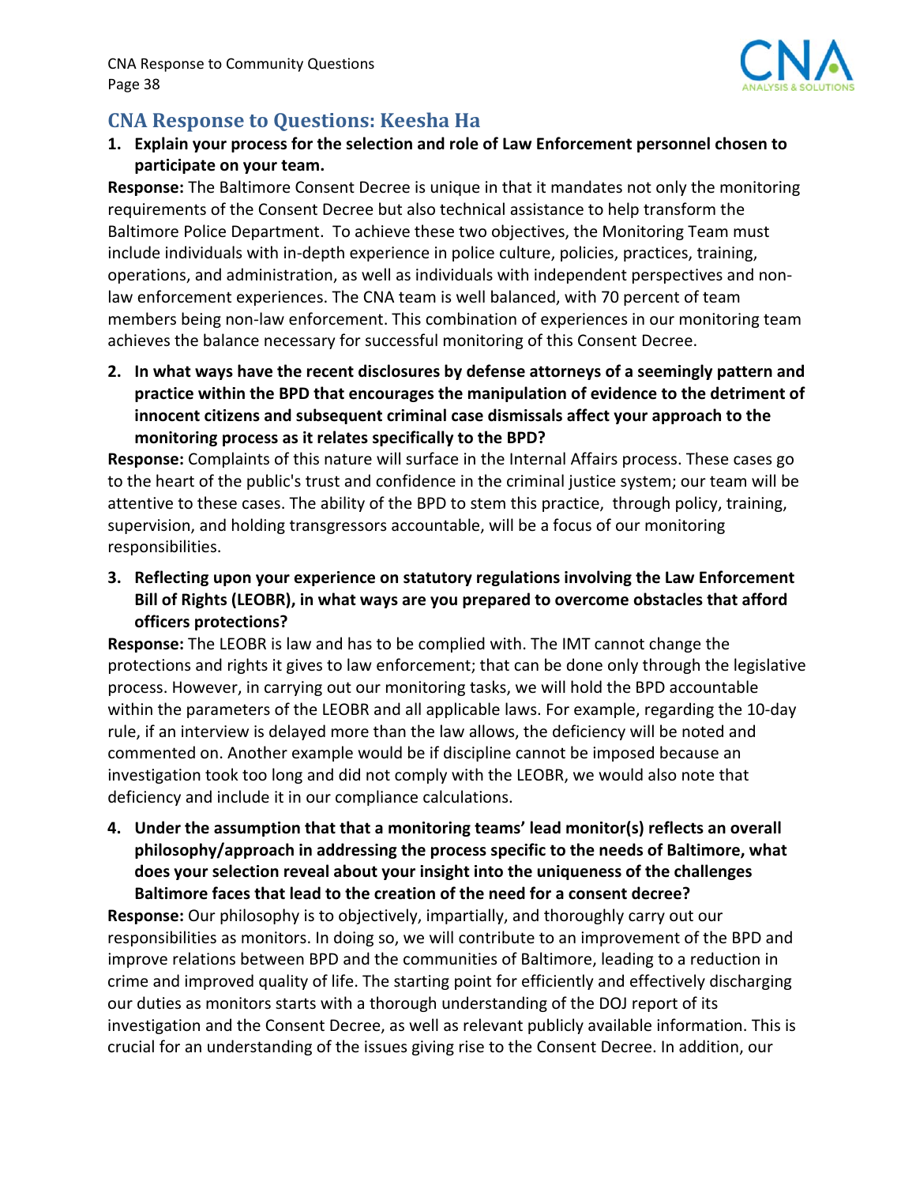## CNA Response to Questions: Keesha Ha

1. **Explain your process for the selection and role of Law Enforcement personnel chosen to participate on your team.**

**Response:** The Baltimore Consent Decree is unique in that it mandates not only the monitoring requirements of the Consent Decree but also technical assistance to help transform the Baltimore Police Department. To achieve these two objectives, the Monitoring Team must include individuals with in-depth experience in police culture, policies, practices, training, operations, and administration, as well as individuals with independent perspectives and non-law enforcement experiences. The CNA team is well balanced, with 70 percent of team members being non-law enforcement. This combination of experiences in our monitoring team achieves the balance necessary for successful monitoring of this Consent Decree.

2. **In what ways have the recent disclosures by defense attorneys of a seemingly pattern and practice within the BPD that encourages the manipulation of evidence to the detriment of innocent citizens and subsequent criminal case dismissals affect your approach to the monitoring process as it relates specifically to the BPD?**

**Response:** Complaints of this nature will surface in the Internal Affairs process. These cases go to the heart of the public's trust and confidence in the criminal justice system; our team will be attentive to these cases. The ability of the BPD to stem this practice, through policy, training, supervision, and holding transgressors accountable, will be a focus of our monitoring responsibilities.

3. **Reflecting upon your experience on statutory regulations involving the Law Enforcement Bill of Rights (LEOBR), in what ways are you prepared to overcome obstacles that afford officers protections?**

**Response:** The LEOBR is law and has to be complied with. The IMT cannot change the protections and rights it gives to law enforcement; that can be done only through the legislative process. However, in carrying out our monitoring tasks, we will hold the BPD accountable within the parameters of the LEOBR and all applicable laws. For example, regarding the 10-day rule, if an interview is delayed more than the law allows, the deficiency will be noted and commented on. Another example would be if discipline cannot be imposed because an investigation took too long and did not comply with the LEOBR, we would also note that deficiency and include it in our compliance calculations.

4. **Under the assumption that that a monitoring teams' lead monitor(s) reflects an overall philosophy/approach in addressing the process specific to the needs of Baltimore, what does your selection reveal about your insight into the uniqueness of the challenges Baltimore faces that lead to the creation of the need for a consent decree?**

**Response:** Our philosophy is to objectively, impartially, and thoroughly carry out our responsibilities as monitors. In doing so, we will contribute to an improvement of the BPD and improve relations between BPD and the communities of Baltimore, leading to a reduction in crime and improved quality of life. The starting point for efficiently and effectively discharging our duties as monitors starts with a thorough understanding of the DOJ report of its investigation and the Consent Decree, as well as relevant publicly available information. This is crucial for an understanding of the issues giving rise to the Consent Decree. In addition, our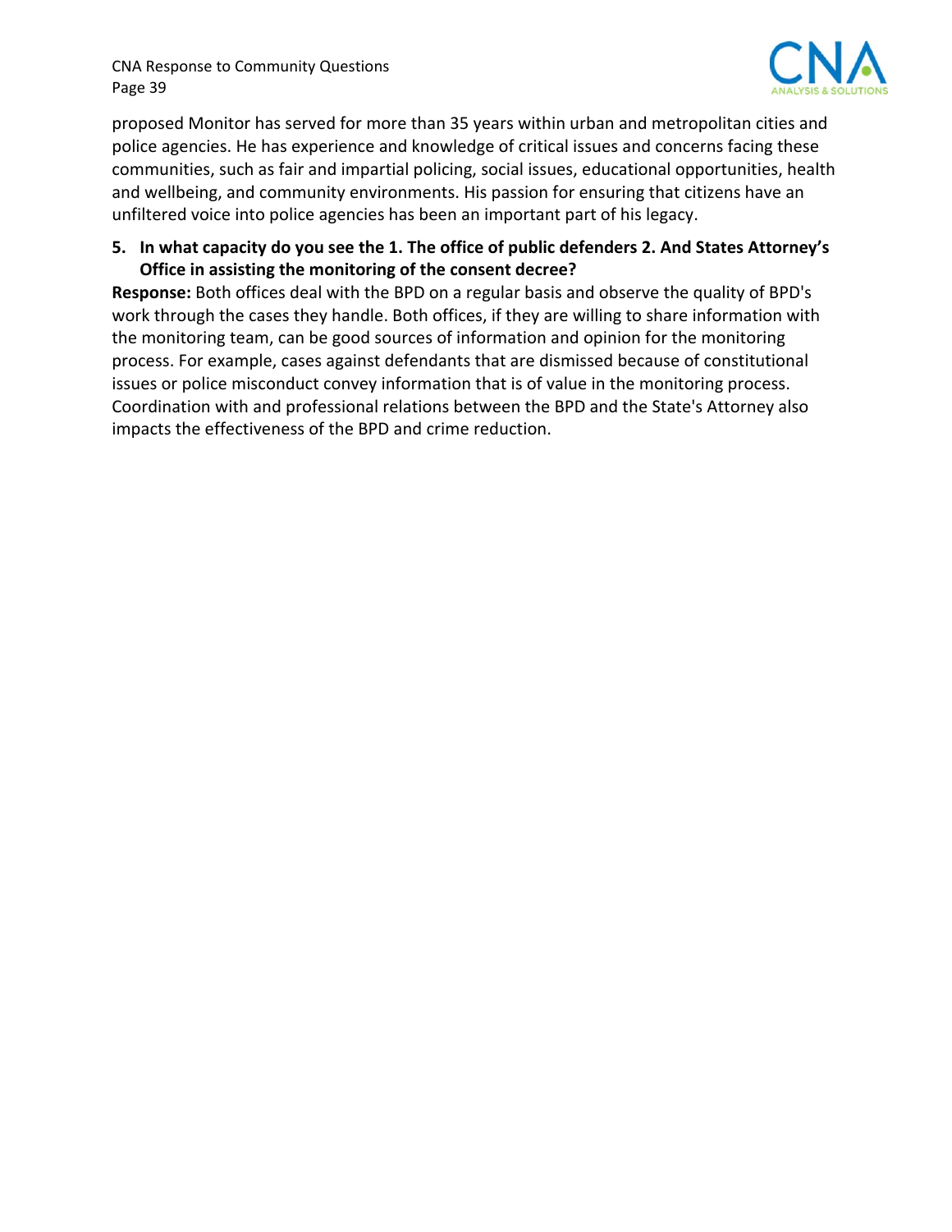proposed Monitor has served for more than 35 years within urban and metropolitan cities and police agencies. He has experience and knowledge of critical issues and concerns facing these communities, such as fair and impartial policing, social issues, educational opportunities, health and wellbeing, and community environments. His passion for ensuring that citizens have an unfiltered voice into police agencies has been an important part of his legacy.

5. **In what capacity do you see the 1. The office of public defenders 2. And States Attorney's Office in assisting the monitoring of the consent decree?**

**Response:** Both offices deal with the BPD on a regular basis and observe the quality of BPD's work through the cases they handle. Both offices, if they are willing to share information with the monitoring team, can be good sources of information and opinion for the monitoring process. For example, cases against defendants that are dismissed because of constitutional issues or police misconduct convey information that is of value in the monitoring process. Coordination with and professional relations between the BPD and the State's Attorney also impacts the effectiveness of the BPD and crime reduction.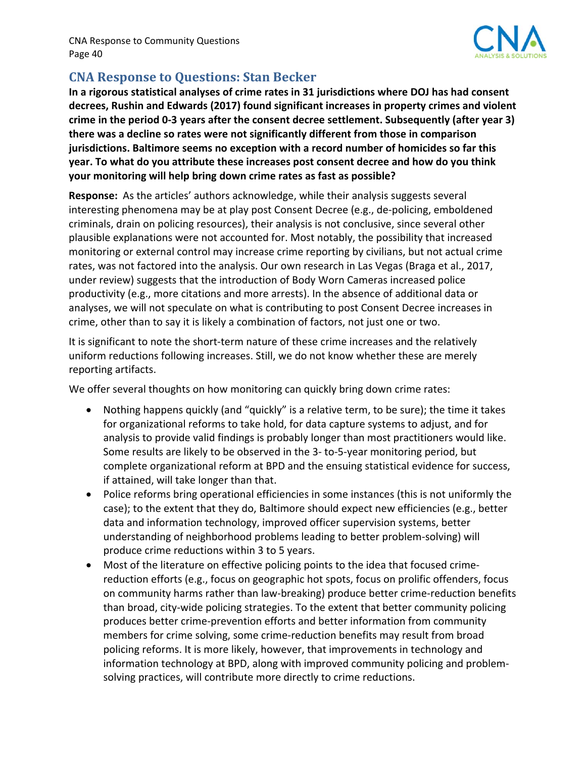## CNA Response to Questions: Stan Becker

**In a rigorous statistical analyses of crime rates in 31 jurisdictions where DOJ has had consent decrees, Rushin and Edwards (2017) found significant increases in property crimes and violent crime in the period 0-3 years after the consent decree settlement. Subsequently (after year 3) there was a decline so rates were not significantly different from those in comparison jurisdictions. Baltimore seems no exception with a record number of homicides so far this year. To what do you attribute these increases post consent decree and how do you think your monitoring will help bring down crime rates as fast as possible?**

**Response:** As the articles' authors acknowledge, while their analysis suggests several interesting phenomena may be at play post Consent Decree (e.g., de-policing, emboldened criminals, drain on policing resources), their analysis is not conclusive, since several other plausible explanations were not accounted for. Most notably, the possibility that increased monitoring or external control may increase crime reporting by civilians, but not actual crime rates, was not factored into the analysis. Our own research in Las Vegas (Braga et al., 2017, under review) suggests that the introduction of Body Worn Cameras increased police productivity (e.g., more citations and more arrests). In the absence of additional data or analyses, we will not speculate on what is contributing to post Consent Decree increases in crime, other than to say it is likely a combination of factors, not just one or two.

It is significant to note the short-term nature of these crime increases and the relatively uniform reductions following increases. Still, we do not know whether these are merely reporting artifacts.

We offer several thoughts on how monitoring can quickly bring down crime rates:

- Nothing happens quickly (and "quickly" is a relative term, to be sure); the time it takes for organizational reforms to take hold, for data capture systems to adjust, and for analysis to provide valid findings is probably longer than most practitioners would like. Some results are likely to be observed in the 3- to-5-year monitoring period, but complete organizational reform at BPD and the ensuing statistical evidence for success, if attained, will take longer than that.
- Police reforms bring operational efficiencies in some instances (this is not uniformly the case); to the extent that they do, Baltimore should expect new efficiencies (e.g., better data and information technology, improved officer supervision systems, better understanding of neighborhood problems leading to better problem-solving) will produce crime reductions within 3 to 5 years.
- Most of the literature on effective policing points to the idea that focused crime-reduction efforts (e.g., focus on geographic hot spots, focus on prolific offenders, focus on community harms rather than law-breaking) produce better crime-reduction benefits than broad, city-wide policing strategies. To the extent that better community policing produces better crime-prevention efforts and better information from community members for crime solving, some crime-reduction benefits may result from broad policing reforms. It is more likely, however, that improvements in technology and information technology at BPD, along with improved community policing and problem-solving practices, will contribute more directly to crime reductions.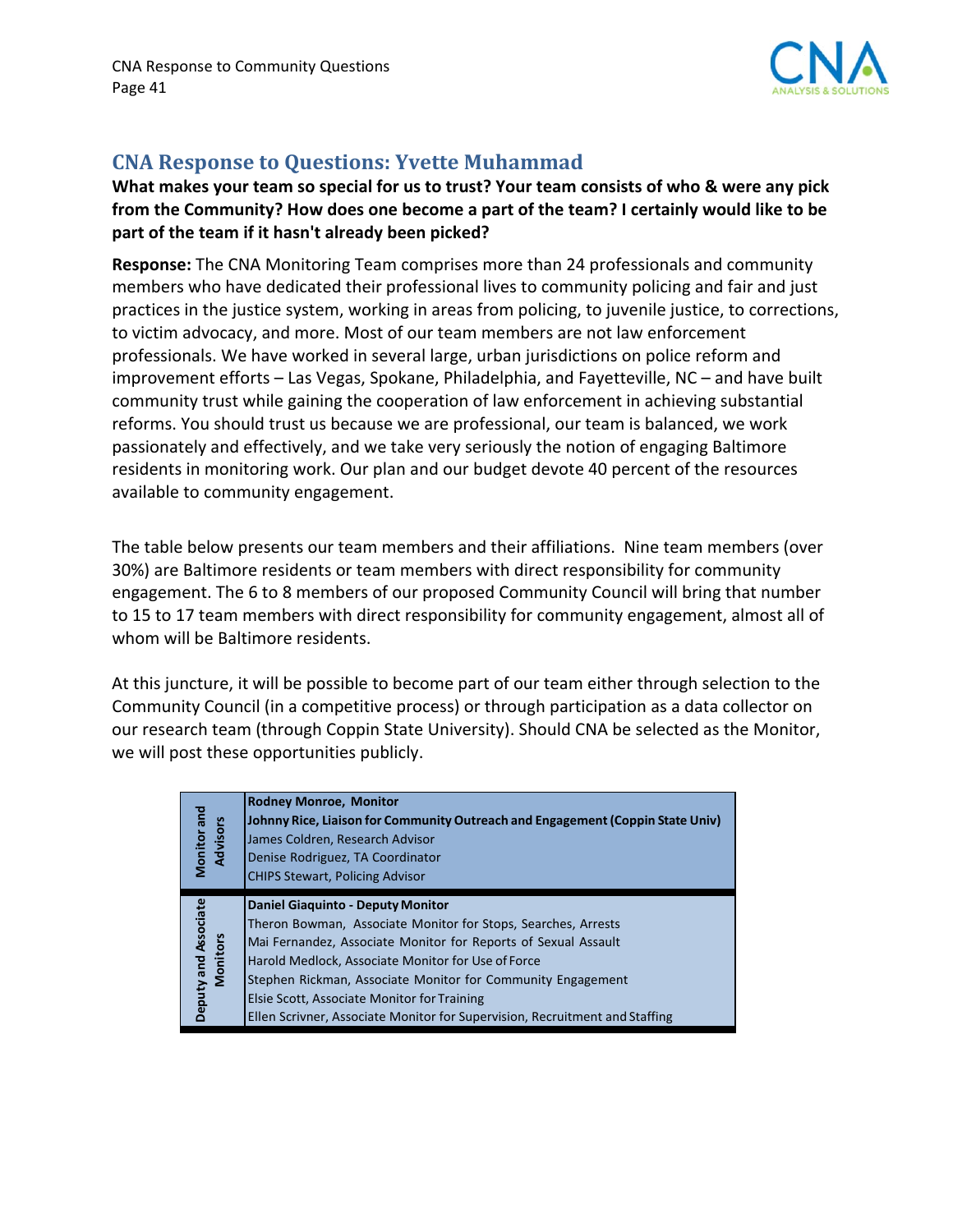## CNA Response to Questions: Yvette Muhammad

**What makes your team so special for us to trust? Your team consists of who & were any pick from the Community? How does one become a part of the team? I certainly would like to be part of the team if it hasn't already been picked?**

**Response:** The CNA Monitoring Team comprises more than 24 professionals and community members who have dedicated their professional lives to community policing and fair and just practices in the justice system, working in areas from policing, to juvenile justice, to corrections, to victim advocacy, and more. Most of our team members are not law enforcement professionals. We have worked in several large, urban jurisdictions on police reform and improvement efforts – Las Vegas, Spokane, Philadelphia, and Fayetteville, NC – and have built community trust while gaining the cooperation of law enforcement in achieving substantial reforms. You should trust us because we are professional, our team is balanced, we work passionately and effectively, and we take very seriously the notion of engaging Baltimore residents in monitoring work. Our plan and our budget devote 40 percent of the resources available to community engagement.

The table below presents our team members and their affiliations. Nine team members (over 30%) are Baltimore residents or team members with direct responsibility for community engagement. The 6 to 8 members of our proposed Community Council will bring that number to 15 to 17 team members with direct responsibility for community engagement, almost all of whom will be Baltimore residents.

At this juncture, it will be possible to become part of our team either through selection to the Community Council (in a competitive process) or through participation as a data collector on our research team (through Coppin State University). Should CNA be selected as the Monitor, we will post these opportunities publicly.

| | |
|---|---|
| Monitor and Advisors | **Rodney Monroe, Monitor**<br>**Johnny Rice, Liaison for Community Outreach and Engagement (Coppin State Univ)**<br>James Coldren, Research Advisor<br>Denise Rodriguez, TA Coordinator<br>CHIPS Stewart, Policing Advisor |
| Deputy and Associate Monitors | **Daniel Giaquinto - Deputy Monitor**<br>Theron Bowman, Associate Monitor for Stops, Searches, Arrests<br>Mai Fernandez, Associate Monitor for Reports of Sexual Assault<br>Harold Medlock, Associate Monitor for Use of Force<br>Stephen Rickman, Associate Monitor for Community Engagement<br>Elsie Scott, Associate Monitor for Training<br>Ellen Scrivner, Associate Monitor for Supervision, Recruitment and Staffing |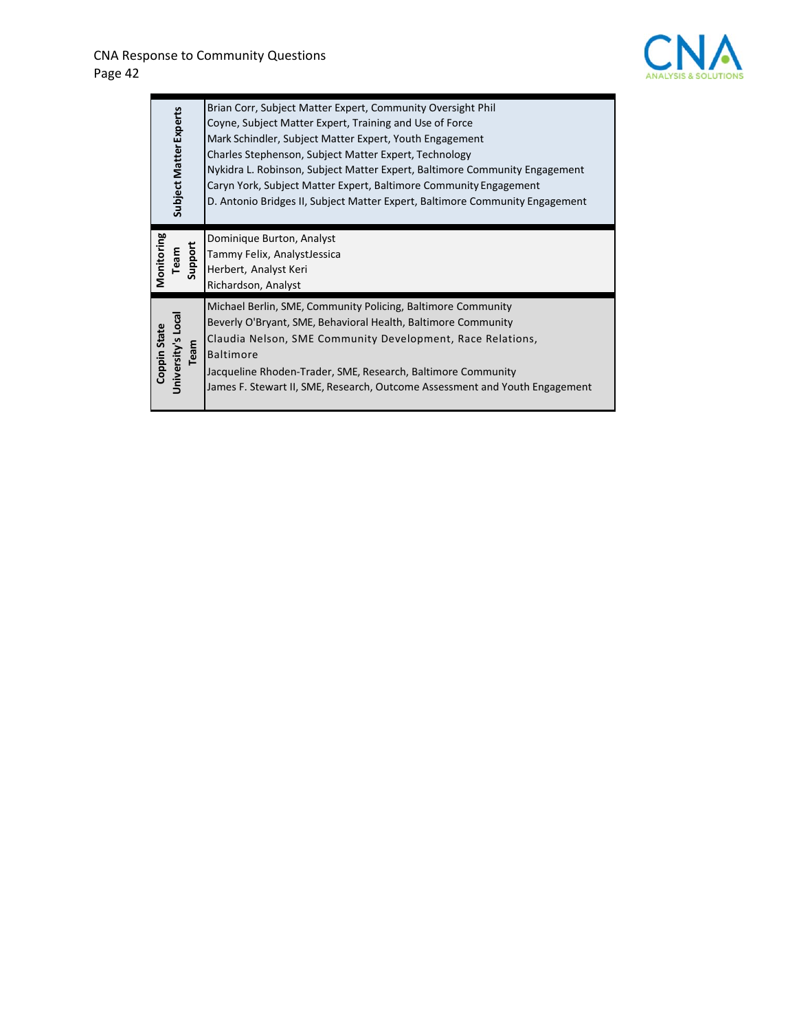| | |
|---|---|
| Subject Matter Experts | Brian Corr, Subject Matter Expert, Community Oversight Phil Coyne, Subject Matter Expert, Training and Use of Force<br>Mark Schindler, Subject Matter Expert, Youth Engagement<br>Charles Stephenson, Subject Matter Expert, Technology<br>Nykidra L. Robinson, Subject Matter Expert, Baltimore Community Engagement<br>Caryn York, Subject Matter Expert, Baltimore Community Engagement<br>D. Antonio Bridges II, Subject Matter Expert, Baltimore Community Engagement |
| Monitoring Team Support | Dominique Burton, Analyst<br>Tammy Felix, AnalystJessica Herbert, Analyst Keri Richardson, Analyst |
| Coppin State University's Local Team | Michael Berlin, SME, Community Policing, Baltimore Community<br>Beverly O'Bryant, SME, Behavioral Health, Baltimore Community<br>Claudia Nelson, SME Community Development, Race Relations, Baltimore<br>Jacqueline Rhoden-Trader, SME, Research, Baltimore Community<br>James F. Stewart II, SME, Research, Outcome Assessment and Youth Engagement |